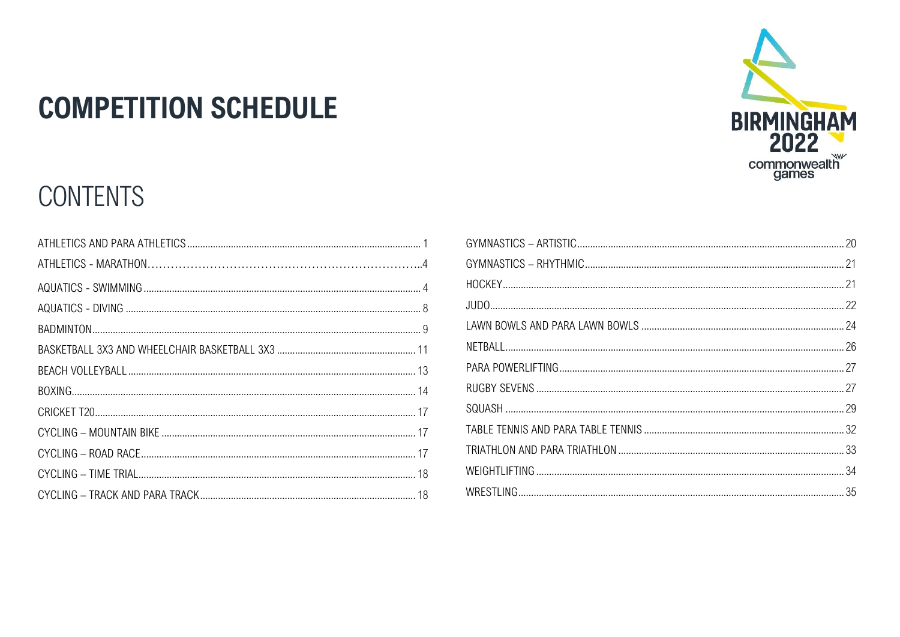# COMPETITION SCHEDULE

## CONTENTS

| Section | Page |
| --- | --- |
| ATHLETICS AND PARA ATHLETICS | 1 |
| ATHLETICS - MARATHON | 4 |
| AQUATICS - SWIMMING | 4 |
| AQUATICS - DIVING | 8 |
| BADMINTON | 9 |
| BASKETBALL 3X3 AND WHEELCHAIR BASKETBALL 3X3 | 11 |
| BEACH VOLLEYBALL | 13 |
| BOXING | 14 |
| CRICKET T20 | 17 |
| CYCLING – MOUNTAIN BIKE | 17 |
| CYCLING – ROAD RACE | 17 |
| CYCLING – TIME TRIAL | 18 |
| CYCLING – TRACK AND PARA TRACK | 18 |
| GYMNASTICS – ARTISTIC | 20 |
| GYMNASTICS – RHYTHMIC | 21 |
| HOCKEY | 21 |
| JUDO | 22 |
| LAWN BOWLS AND PARA LAWN BOWLS | 24 |
| NETBALL | 26 |
| PARA POWERLIFTING | 27 |
| RUGBY SEVENS | 27 |
| SQUASH | 29 |
| TABLE TENNIS AND PARA TABLE TENNIS | 32 |
| TRIATHLON AND PARA TRIATHLON | 33 |
| WEIGHTLIFTING | 34 |
| WRESTLING | 35 |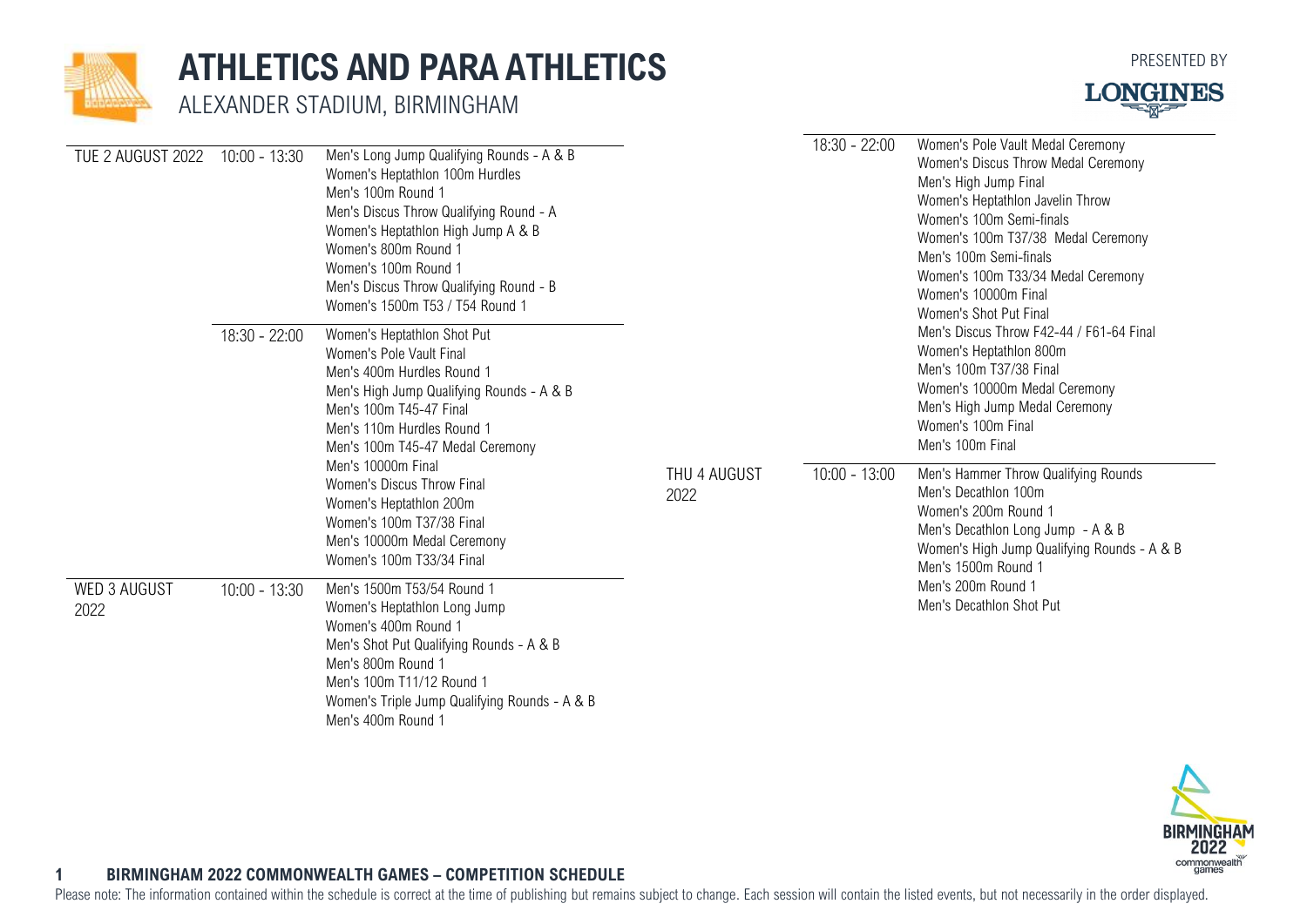# ATHLETICS AND PARA ATHLETICS

ALEXANDER STADIUM, BIRMINGHAM

PRESENTED BY LONGINES

| Date | Time | Events |
|---|---|---|
| TUE 2 AUGUST 2022 | 10:00 - 13:30 | Men's Long Jump Qualifying Rounds - A & B<br>Women's Heptathlon 100m Hurdles<br>Men's 100m Round 1<br>Men's Discus Throw Qualifying Round - A<br>Women's Heptathlon High Jump A & B<br>Women's 800m Round 1<br>Women's 100m Round 1<br>Men's Discus Throw Qualifying Round - B<br>Women's 1500m T53 / T54 Round 1 |
| | 18:30 - 22:00 | Women's Heptathlon Shot Put<br>Women's Pole Vault Final<br>Men's 400m Hurdles Round 1<br>Men's High Jump Qualifying Rounds - A & B<br>Men's 100m T45-47 Final<br>Men's 110m Hurdles Round 1<br>Men's 100m T45-47 Medal Ceremony<br>Men's 10000m Final<br>Women's Discus Throw Final<br>Women's Heptathlon 200m<br>Women's 100m T37/38 Final<br>Men's 10000m Medal Ceremony<br>Women's 100m T33/34 Final |
| WED 3 AUGUST 2022 | 10:00 - 13:30 | Men's 1500m T53/54 Round 1<br>Women's Heptathlon Long Jump<br>Women's 400m Round 1<br>Men's Shot Put Qualifying Rounds - A & B<br>Men's 800m Round 1<br>Men's 100m T11/12 Round 1<br>Women's Triple Jump Qualifying Rounds - A & B<br>Men's 400m Round 1 |
| | 18:30 - 22:00 | Women's Pole Vault Medal Ceremony<br>Women's Discus Throw Medal Ceremony<br>Men's High Jump Final<br>Women's Heptathlon Javelin Throw<br>Women's 100m Semi-finals<br>Women's 100m T37/38 Medal Ceremony<br>Men's 100m Semi-finals<br>Women's 100m T33/34 Medal Ceremony<br>Women's 10000m Final<br>Women's Shot Put Final<br>Men's Discus Throw F42-44 / F61-64 Final<br>Women's Heptathlon 800m<br>Men's 100m T37/38 Final<br>Women's 10000m Medal Ceremony<br>Men's High Jump Medal Ceremony<br>Women's 100m Final<br>Men's 100m Final |
| THU 4 AUGUST 2022 | 10:00 - 13:00 | Men's Hammer Throw Qualifying Rounds<br>Men's Decathlon 100m<br>Women's 200m Round 1<br>Men's Decathlon Long Jump - A & B<br>Women's High Jump Qualifying Rounds - A & B<br>Men's 1500m Round 1<br>Men's 200m Round 1<br>Men's Decathlon Shot Put |

**BIRMINGHAM 2022 COMMONWEALTH GAMES – COMPETITION SCHEDULE**

Please note: The information contained within the schedule is correct at the time of publishing but remains subject to change. Each session will contain the listed events, but not necessarily in the order displayed.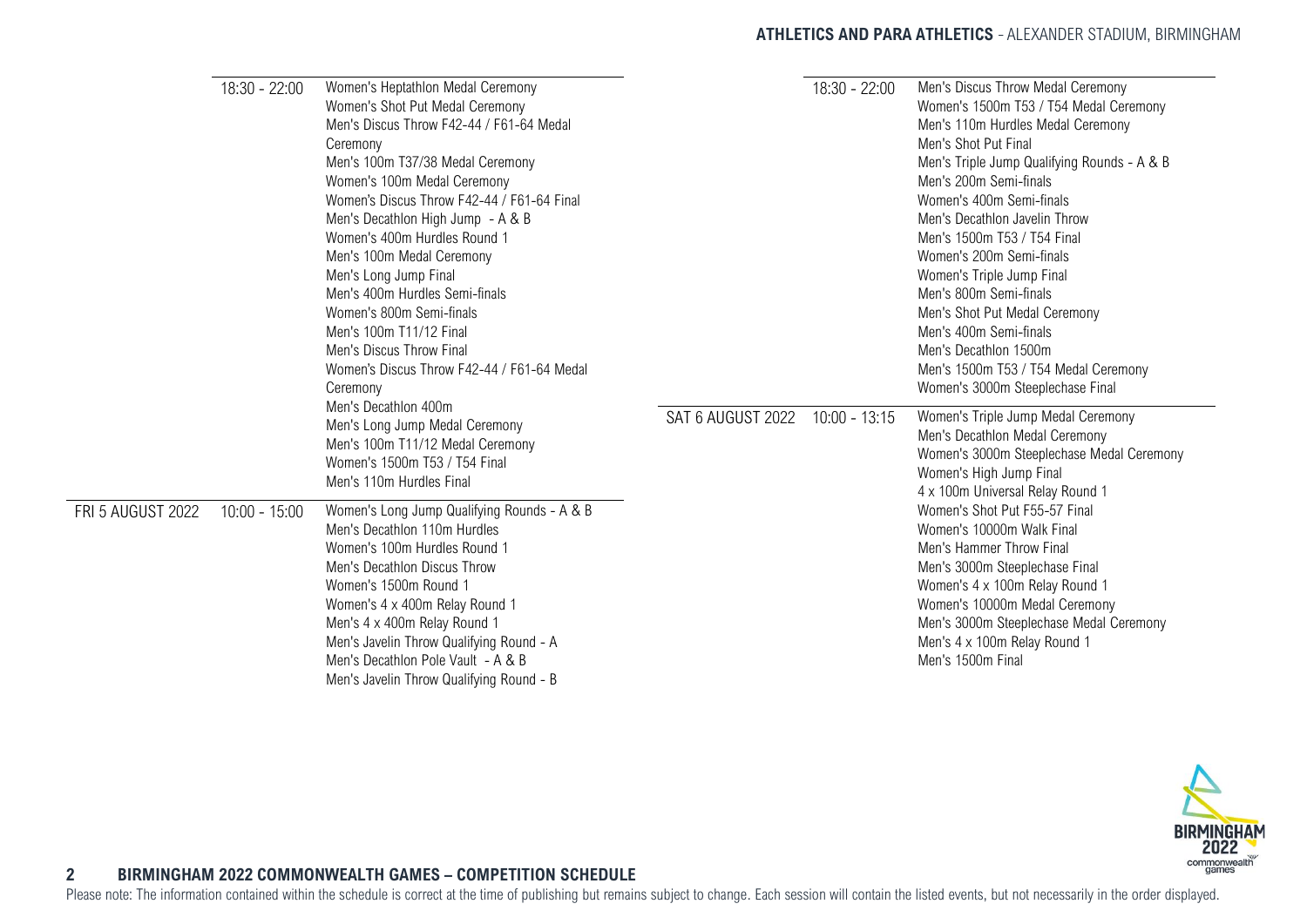## ATHLETICS AND PARA ATHLETICS - ALEXANDER STADIUM, BIRMINGHAM

| Date | Time | Events |
|---|---|---|
| | 18:30 - 22:00 | Women's Heptathlon Medal Ceremony<br>Women's Shot Put Medal Ceremony<br>Men's Discus Throw F42-44 / F61-64 Medal Ceremony<br>Men's 100m T37/38 Medal Ceremony<br>Women's 100m Medal Ceremony<br>Women's Discus Throw F42-44 / F61-64 Final<br>Men's Decathlon High Jump - A & B<br>Women's 400m Hurdles Round 1<br>Men's 100m Medal Ceremony<br>Men's Long Jump Final<br>Men's 400m Hurdles Semi-finals<br>Women's 800m Semi-finals<br>Men's 100m T11/12 Final<br>Men's Discus Throw Final<br>Women's Discus Throw F42-44 / F61-64 Medal Ceremony<br>Men's Decathlon 400m<br>Men's Long Jump Medal Ceremony<br>Men's 100m T11/12 Medal Ceremony<br>Women's 1500m T53 / T54 Final<br>Men's 110m Hurdles Final |
| FRI 5 AUGUST 2022 | 10:00 - 15:00 | Women's Long Jump Qualifying Rounds - A & B<br>Men's Decathlon 110m Hurdles<br>Women's 100m Hurdles Round 1<br>Men's Decathlon Discus Throw<br>Women's 1500m Round 1<br>Women's 4 x 400m Relay Round 1<br>Men's 4 x 400m Relay Round 1<br>Men's Javelin Throw Qualifying Round - A<br>Men's Decathlon Pole Vault - A & B<br>Men's Javelin Throw Qualifying Round - B |
| | 18:30 - 22:00 | Men's Discus Throw Medal Ceremony<br>Women's 1500m T53 / T54 Medal Ceremony<br>Men's 110m Hurdles Medal Ceremony<br>Men's Shot Put Final<br>Men's Triple Jump Qualifying Rounds - A & B<br>Men's 200m Semi-finals<br>Women's 400m Semi-finals<br>Men's Decathlon Javelin Throw<br>Men's 1500m T53 / T54 Final<br>Women's 200m Semi-finals<br>Women's Triple Jump Final<br>Men's 800m Semi-finals<br>Men's Shot Put Medal Ceremony<br>Men's 400m Semi-finals<br>Men's Decathlon 1500m<br>Men's 1500m T53 / T54 Medal Ceremony<br>Women's 3000m Steeplechase Final |
| SAT 6 AUGUST 2022 | 10:00 - 13:15 | Women's Triple Jump Medal Ceremony<br>Men's Decathlon Medal Ceremony<br>Women's 3000m Steeplechase Medal Ceremony<br>Women's High Jump Final<br>4 x 100m Universal Relay Round 1<br>Women's Shot Put F55-57 Final<br>Women's 10000m Walk Final<br>Men's Hammer Throw Final<br>Men's 3000m Steeplechase Final<br>Women's 4 x 100m Relay Round 1<br>Women's 10000m Medal Ceremony<br>Men's 3000m Steeplechase Medal Ceremony<br>Men's 4 x 100m Relay Round 1<br>Men's 1500m Final |

**BIRMINGHAM 2022 COMMONWEALTH GAMES – COMPETITION SCHEDULE**

Please note: The information contained within the schedule is correct at the time of publishing but remains subject to change. Each session will contain the listed events, but not necessarily in the order displayed.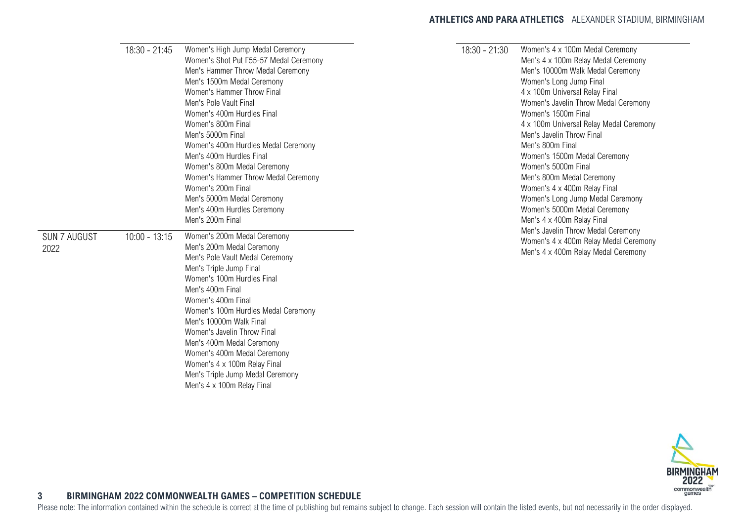## ATHLETICS AND PARA ATHLETICS - ALEXANDER STADIUM, BIRMINGHAM

| Date | Time | Events |
|---|---|---|
| | 18:30 - 21:45 | Women's High Jump Medal Ceremony<br>Women's Shot Put F55-57 Medal Ceremony<br>Men's Hammer Throw Medal Ceremony<br>Men's 1500m Medal Ceremony<br>Women's Hammer Throw Final<br>Men's Pole Vault Final<br>Women's 400m Hurdles Final<br>Women's 800m Final<br>Men's 5000m Final<br>Women's 400m Hurdles Medal Ceremony<br>Men's 400m Hurdles Final<br>Women's 800m Medal Ceremony<br>Women's Hammer Throw Medal Ceremony<br>Women's 200m Final<br>Men's 5000m Medal Ceremony<br>Men's 400m Hurdles Ceremony<br>Men's 200m Final |
| SUN 7 AUGUST 2022 | 10:00 - 13:15 | Women's 200m Medal Ceremony<br>Men's 200m Medal Ceremony<br>Men's Pole Vault Medal Ceremony<br>Men's Triple Jump Final<br>Women's 100m Hurdles Final<br>Men's 400m Final<br>Women's 400m Final<br>Women's 100m Hurdles Medal Ceremony<br>Men's 10000m Walk Final<br>Women's Javelin Throw Final<br>Men's 400m Medal Ceremony<br>Women's 400m Medal Ceremony<br>Women's 4 x 100m Relay Final<br>Men's Triple Jump Medal Ceremony<br>Men's 4 x 100m Relay Final |
| | 18:30 - 21:30 | Women's 4 x 100m Medal Ceremony<br>Men's 4 x 100m Relay Medal Ceremony<br>Men's 10000m Walk Medal Ceremony<br>Women's Long Jump Final<br>4 x 100m Universal Relay Final<br>Women's Javelin Throw Medal Ceremony<br>Women's 1500m Final<br>4 x 100m Universal Relay Medal Ceremony<br>Men's Javelin Throw Final<br>Men's 800m Final<br>Women's 1500m Medal Ceremony<br>Women's 5000m Final<br>Men's 800m Medal Ceremony<br>Women's 4 x 400m Relay Final<br>Women's Long Jump Medal Ceremony<br>Women's 5000m Medal Ceremony<br>Men's 4 x 400m Relay Final<br>Men's Javelin Throw Medal Ceremony<br>Women's 4 x 400m Relay Medal Ceremony<br>Men's 4 x 400m Relay Medal Ceremony |

**BIRMINGHAM 2022 COMMONWEALTH GAMES – COMPETITION SCHEDULE**

Please note: The information contained within the schedule is correct at the time of publishing but remains subject to change. Each session will contain the listed events, but not necessarily in the order displayed.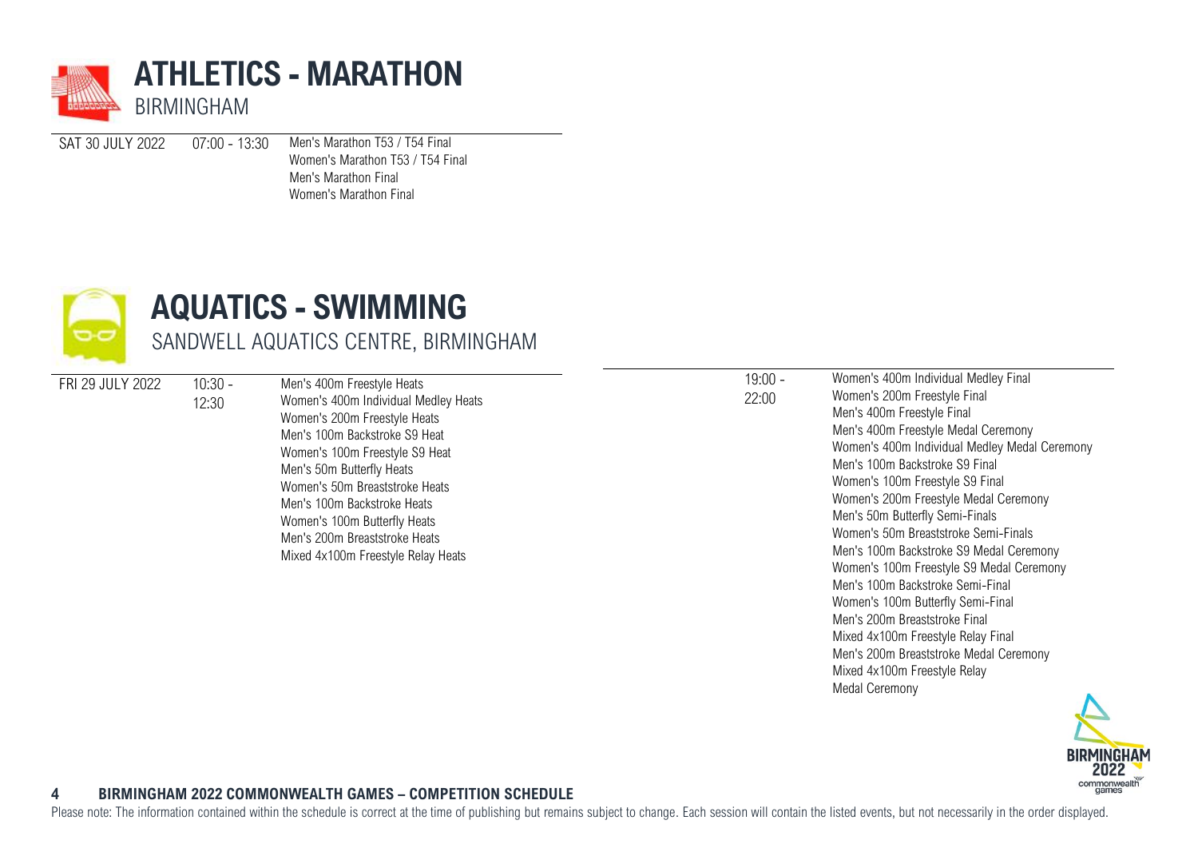# ATHLETICS - MARATHON

BIRMINGHAM

| Date | Time | Events |
| --- | --- | --- |
| SAT 30 JULY 2022 | 07:00 - 13:30 | Men's Marathon T53 / T54 Final<br>Women's Marathon T53 / T54 Final<br>Men's Marathon Final<br>Women's Marathon Final |

# AQUATICS - SWIMMING

SANDWELL AQUATICS CENTRE, BIRMINGHAM

| Date | Time | Events |
| --- | --- | --- |
| FRI 29 JULY 2022 | 10:30 - 12:30 | Men's 400m Freestyle Heats<br>Women's 400m Individual Medley Heats<br>Women's 200m Freestyle Heats<br>Men's 100m Backstroke S9 Heat<br>Women's 100m Freestyle S9 Heat<br>Men's 50m Butterfly Heats<br>Women's 50m Breaststroke Heats<br>Men's 100m Backstroke Heats<br>Women's 100m Butterfly Heats<br>Men's 200m Breaststroke Heats<br>Mixed 4x100m Freestyle Relay Heats |
| | 19:00 - 22:00 | Women's 400m Individual Medley Final<br>Women's 200m Freestyle Final<br>Men's 400m Freestyle Final<br>Men's 400m Freestyle Medal Ceremony<br>Women's 400m Individual Medley Medal Ceremony<br>Men's 100m Backstroke S9 Final<br>Women's 100m Freestyle S9 Final<br>Women's 200m Freestyle Medal Ceremony<br>Men's 50m Butterfly Semi-Finals<br>Women's 50m Breaststroke Semi-Finals<br>Men's 100m Backstroke S9 Medal Ceremony<br>Women's 100m Freestyle S9 Medal Ceremony<br>Men's 100m Backstroke Semi-Final<br>Women's 100m Butterfly Semi-Final<br>Men's 200m Breaststroke Final<br>Mixed 4x100m Freestyle Relay Final<br>Men's 200m Breaststroke Medal Ceremony<br>Mixed 4x100m Freestyle Relay Medal Ceremony |

Please note: The information contained within the schedule is correct at the time of publishing but remains subject to change. Each session will contain the listed events, but not necessarily in the order displayed.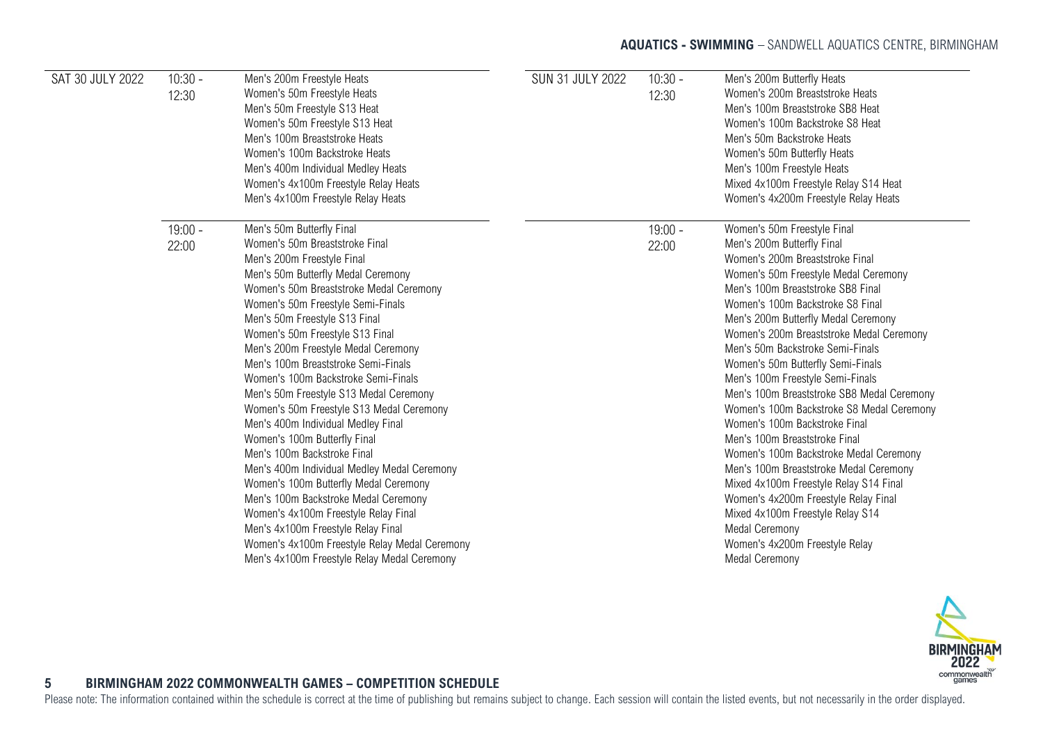## AQUATICS - SWIMMING – SANDWELL AQUATICS CENTRE, BIRMINGHAM

| Date | Time | Events |
| --- | --- | --- |
| SAT 30 JULY 2022 | 10:30 - 12:30 | Men's 200m Freestyle Heats<br>Women's 50m Freestyle Heats<br>Men's 50m Freestyle S13 Heat<br>Women's 50m Freestyle S13 Heat<br>Men's 100m Breaststroke Heats<br>Women's 100m Backstroke Heats<br>Men's 400m Individual Medley Heats<br>Women's 4x100m Freestyle Relay Heats<br>Men's 4x100m Freestyle Relay Heats |
| | 19:00 - 22:00 | Men's 50m Butterfly Final<br>Women's 50m Breaststroke Final<br>Men's 200m Freestyle Final<br>Men's 50m Butterfly Medal Ceremony<br>Women's 50m Breaststroke Medal Ceremony<br>Women's 50m Freestyle Semi-Finals<br>Men's 50m Freestyle S13 Final<br>Women's 50m Freestyle S13 Final<br>Men's 200m Freestyle Medal Ceremony<br>Men's 100m Breaststroke Semi-Finals<br>Women's 100m Backstroke Semi-Finals<br>Men's 50m Freestyle S13 Medal Ceremony<br>Women's 50m Freestyle S13 Medal Ceremony<br>Men's 400m Individual Medley Final<br>Women's 100m Butterfly Final<br>Men's 100m Backstroke Final<br>Men's 400m Individual Medley Medal Ceremony<br>Women's 100m Butterfly Medal Ceremony<br>Men's 100m Backstroke Medal Ceremony<br>Women's 4x100m Freestyle Relay Final<br>Men's 4x100m Freestyle Relay Final<br>Women's 4x100m Freestyle Relay Medal Ceremony<br>Men's 4x100m Freestyle Relay Medal Ceremony |
| SUN 31 JULY 2022 | 10:30 - 12:30 | Men's 200m Butterfly Heats<br>Women's 200m Breaststroke Heats<br>Men's 100m Breaststroke SB8 Heat<br>Women's 100m Backstroke S8 Heat<br>Men's 50m Backstroke Heats<br>Women's 50m Butterfly Heats<br>Men's 100m Freestyle Heats<br>Mixed 4x100m Freestyle Relay S14 Heat<br>Women's 4x200m Freestyle Relay Heats |
| | 19:00 - 22:00 | Women's 50m Freestyle Final<br>Men's 200m Butterfly Final<br>Women's 200m Breaststroke Final<br>Women's 50m Freestyle Medal Ceremony<br>Men's 100m Breaststroke SB8 Final<br>Women's 100m Backstroke S8 Final<br>Men's 200m Butterfly Medal Ceremony<br>Women's 200m Breaststroke Medal Ceremony<br>Men's 50m Backstroke Semi-Finals<br>Women's 50m Butterfly Semi-Finals<br>Men's 100m Freestyle Semi-Finals<br>Men's 100m Breaststroke SB8 Medal Ceremony<br>Women's 100m Backstroke S8 Medal Ceremony<br>Women's 100m Backstroke Final<br>Men's 100m Breaststroke Final<br>Women's 100m Backstroke Medal Ceremony<br>Men's 100m Breaststroke Medal Ceremony<br>Mixed 4x100m Freestyle Relay S14 Final<br>Women's 4x200m Freestyle Relay Final<br>Mixed 4x100m Freestyle Relay S14 Medal Ceremony<br>Women's 4x200m Freestyle Relay Medal Ceremony |

**BIRMINGHAM 2022 COMMONWEALTH GAMES – COMPETITION SCHEDULE**

Please note: The information contained within the schedule is correct at the time of publishing but remains subject to change. Each session will contain the listed events, but not necessarily in the order displayed.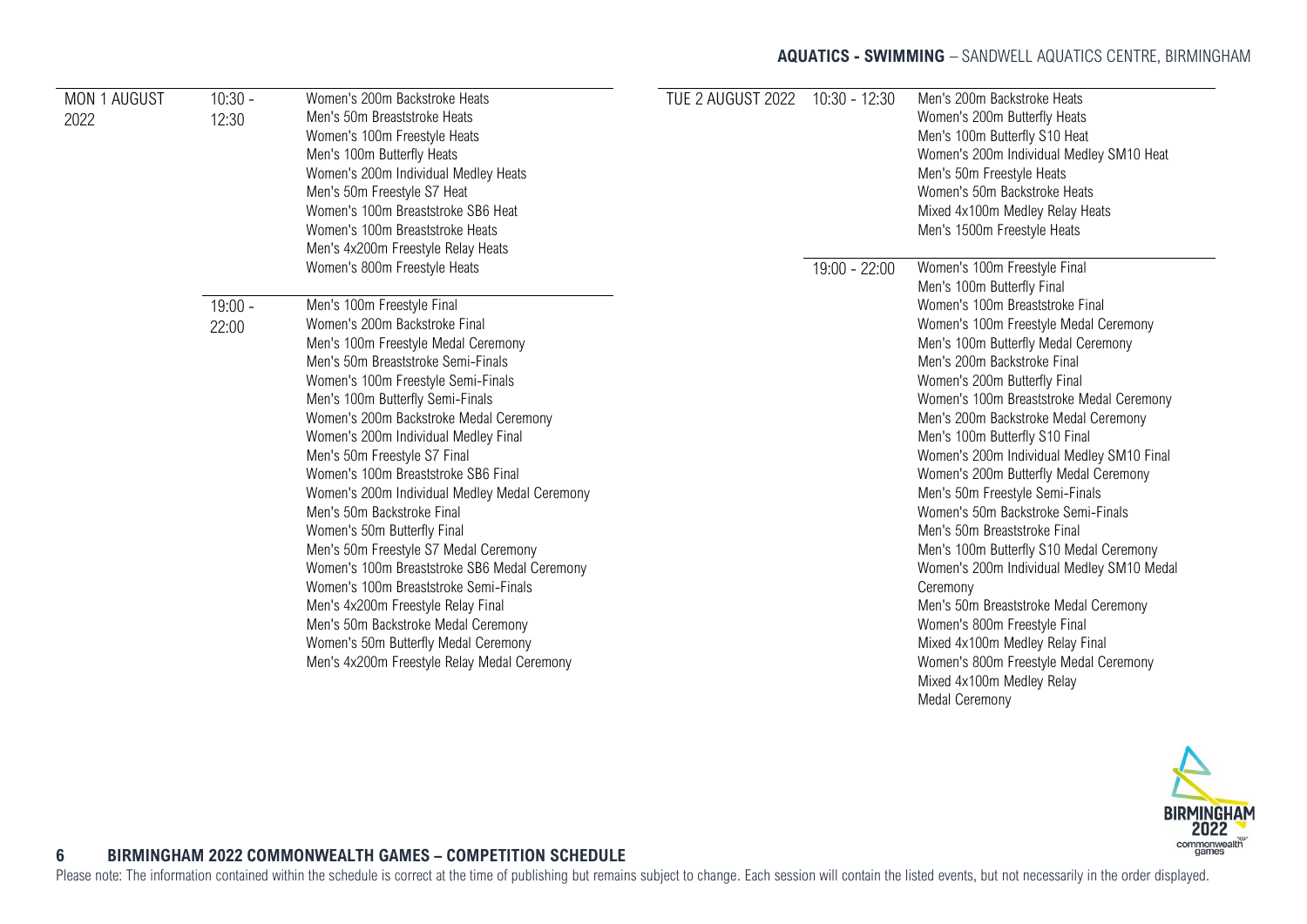## AQUATICS - SWIMMING – SANDWELL AQUATICS CENTRE, BIRMINGHAM

| Date | Time | Events |
|---|---|---|
| MON 1 AUGUST 2022 | 10:30 - 12:30 | Women's 200m Backstroke Heats<br>Men's 50m Breaststroke Heats<br>Women's 100m Freestyle Heats<br>Men's 100m Butterfly Heats<br>Women's 200m Individual Medley Heats<br>Men's 50m Freestyle S7 Heat<br>Women's 100m Breaststroke SB6 Heat<br>Women's 100m Breaststroke Heats<br>Men's 4x200m Freestyle Relay Heats<br>Women's 800m Freestyle Heats |
| | 19:00 - 22:00 | Men's 100m Freestyle Final<br>Women's 200m Backstroke Final<br>Men's 100m Freestyle Medal Ceremony<br>Men's 50m Breaststroke Semi-Finals<br>Women's 100m Freestyle Semi-Finals<br>Men's 100m Butterfly Semi-Finals<br>Women's 200m Backstroke Medal Ceremony<br>Women's 200m Individual Medley Final<br>Men's 50m Freestyle S7 Final<br>Women's 100m Breaststroke SB6 Final<br>Women's 200m Individual Medley Medal Ceremony<br>Men's 50m Backstroke Final<br>Women's 50m Butterfly Final<br>Men's 50m Freestyle S7 Medal Ceremony<br>Women's 100m Breaststroke SB6 Medal Ceremony<br>Women's 100m Breaststroke Semi-Finals<br>Men's 4x200m Freestyle Relay Final<br>Men's 50m Backstroke Medal Ceremony<br>Women's 50m Butterfly Medal Ceremony<br>Men's 4x200m Freestyle Relay Medal Ceremony |
| TUE 2 AUGUST 2022 | 10:30 - 12:30 | Men's 200m Backstroke Heats<br>Women's 200m Butterfly Heats<br>Men's 100m Butterfly S10 Heat<br>Women's 200m Individual Medley SM10 Heat<br>Men's 50m Freestyle Heats<br>Women's 50m Backstroke Heats<br>Mixed 4x100m Medley Relay Heats<br>Men's 1500m Freestyle Heats |
| | 19:00 - 22:00 | Women's 100m Freestyle Final<br>Men's 100m Butterfly Final<br>Women's 100m Breaststroke Final<br>Women's 100m Freestyle Medal Ceremony<br>Men's 100m Butterfly Medal Ceremony<br>Men's 200m Backstroke Final<br>Women's 200m Butterfly Final<br>Women's 100m Breaststroke Medal Ceremony<br>Men's 200m Backstroke Medal Ceremony<br>Men's 100m Butterfly S10 Final<br>Women's 200m Individual Medley SM10 Final<br>Women's 200m Butterfly Medal Ceremony<br>Men's 50m Freestyle Semi-Finals<br>Women's 50m Backstroke Semi-Finals<br>Men's 50m Breaststroke Final<br>Men's 100m Butterfly S10 Medal Ceremony<br>Women's 200m Individual Medley SM10 Medal Ceremony<br>Men's 50m Breaststroke Medal Ceremony<br>Women's 800m Freestyle Final<br>Mixed 4x100m Medley Relay Final<br>Women's 800m Freestyle Medal Ceremony<br>Mixed 4x100m Medley Relay Medal Ceremony |

Please note: The information contained within the schedule is correct at the time of publishing but remains subject to change. Each session will contain the listed events, but not necessarily in the order displayed.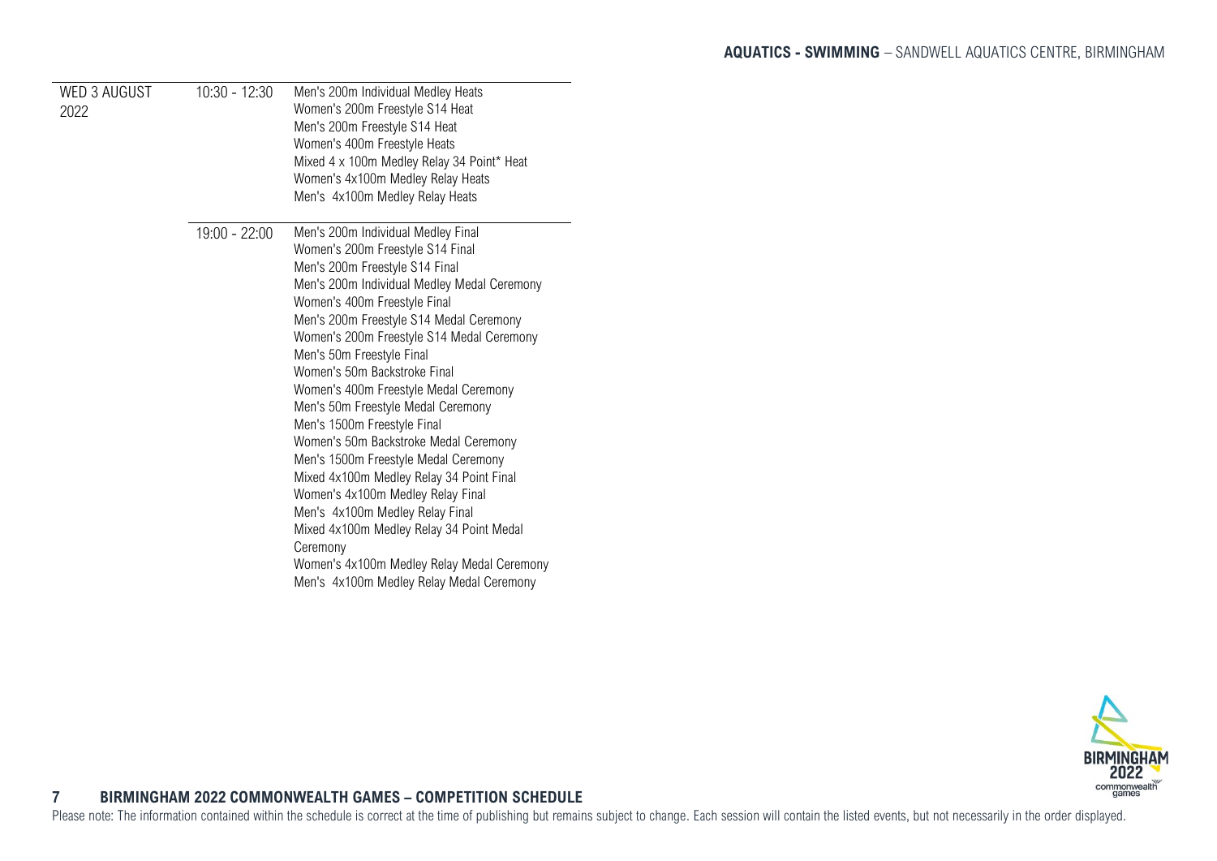**AQUATICS - SWIMMING** – SANDWELL AQUATICS CENTRE, BIRMINGHAM

| | | |
|---|---|---|
| WED 3 AUGUST 2022 | 10:30 - 12:30 | Men's 200m Individual Medley Heats<br>Women's 200m Freestyle S14 Heat<br>Men's 200m Freestyle S14 Heat<br>Women's 400m Freestyle Heats<br>Mixed 4 x 100m Medley Relay 34 Point* Heat<br>Women's 4x100m Medley Relay Heats<br>Men's 4x100m Medley Relay Heats |
| | 19:00 - 22:00 | Men's 200m Individual Medley Final<br>Women's 200m Freestyle S14 Final<br>Men's 200m Freestyle S14 Final<br>Men's 200m Individual Medley Medal Ceremony<br>Women's 400m Freestyle Final<br>Men's 200m Freestyle S14 Medal Ceremony<br>Women's 200m Freestyle S14 Medal Ceremony<br>Men's 50m Freestyle Final<br>Women's 50m Backstroke Final<br>Women's 400m Freestyle Medal Ceremony<br>Men's 50m Freestyle Medal Ceremony<br>Men's 1500m Freestyle Final<br>Women's 50m Backstroke Medal Ceremony<br>Men's 1500m Freestyle Medal Ceremony<br>Mixed 4x100m Medley Relay 34 Point Final<br>Women's 4x100m Medley Relay Final<br>Men's 4x100m Medley Relay Final<br>Mixed 4x100m Medley Relay 34 Point Medal Ceremony<br>Women's 4x100m Medley Relay Medal Ceremony<br>Men's 4x100m Medley Relay Medal Ceremony |

Please note: The information contained within the schedule is correct at the time of publishing but remains subject to change. Each session will contain the listed events, but not necessarily in the order displayed.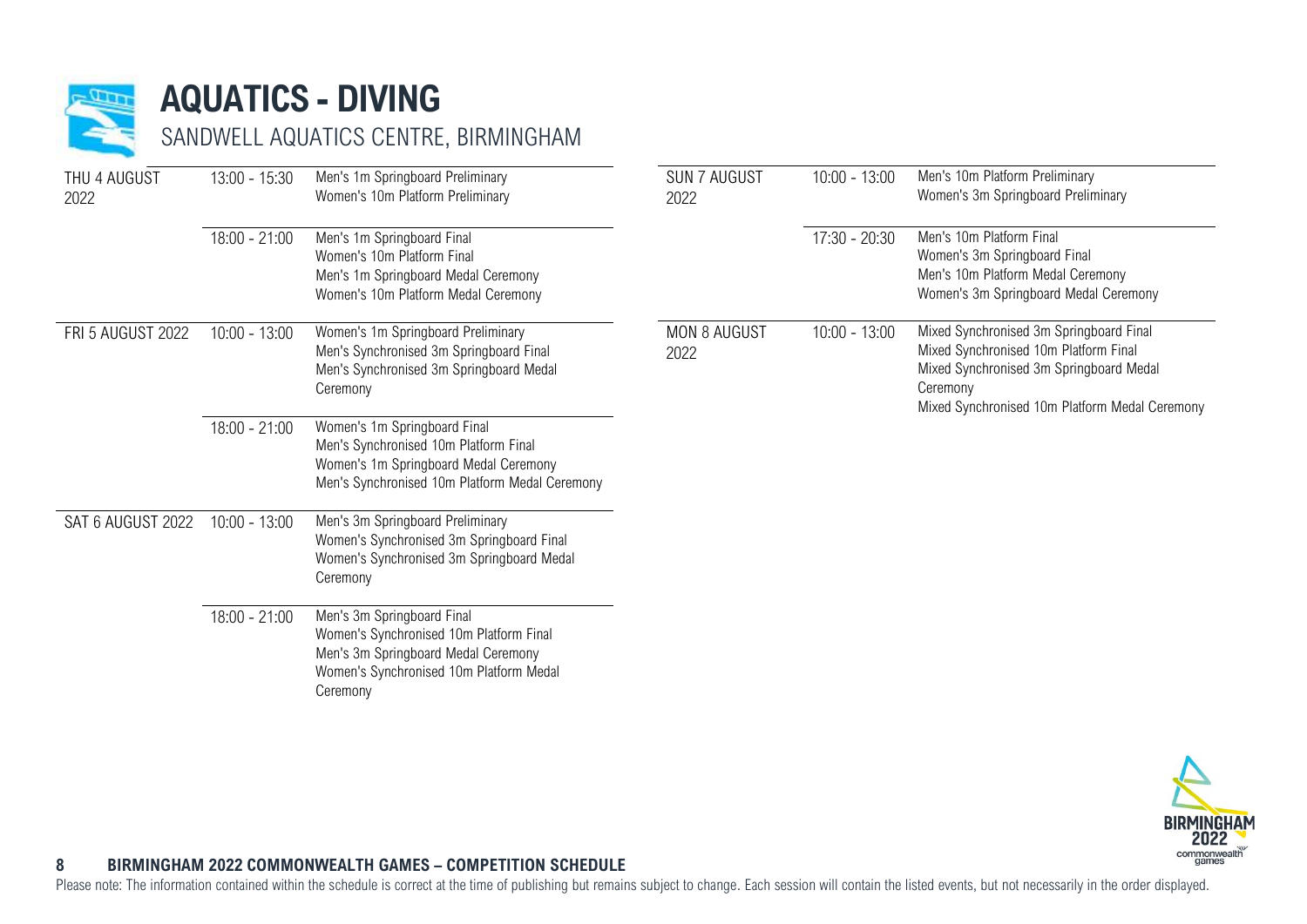# AQUATICS - DIVING

## SANDWELL AQUATICS CENTRE, BIRMINGHAM

| Date | Time | Events |
|---|---|---|
| THU 4 AUGUST 2022 | 13:00 - 15:30 | Men's 1m Springboard Preliminary<br>Women's 10m Platform Preliminary |
| | 18:00 - 21:00 | Men's 1m Springboard Final<br>Women's 10m Platform Final<br>Men's 1m Springboard Medal Ceremony<br>Women's 10m Platform Medal Ceremony |
| FRI 5 AUGUST 2022 | 10:00 - 13:00 | Women's 1m Springboard Preliminary<br>Men's Synchronised 3m Springboard Final<br>Men's Synchronised 3m Springboard Medal Ceremony |
| | 18:00 - 21:00 | Women's 1m Springboard Final<br>Men's Synchronised 10m Platform Final<br>Women's 1m Springboard Medal Ceremony<br>Men's Synchronised 10m Platform Medal Ceremony |
| SAT 6 AUGUST 2022 | 10:00 - 13:00 | Men's 3m Springboard Preliminary<br>Women's Synchronised 3m Springboard Final<br>Women's Synchronised 3m Springboard Medal Ceremony |
| | 18:00 - 21:00 | Men's 3m Springboard Final<br>Women's Synchronised 10m Platform Final<br>Men's 3m Springboard Medal Ceremony<br>Women's Synchronised 10m Platform Medal Ceremony |
| SUN 7 AUGUST 2022 | 10:00 - 13:00 | Men's 10m Platform Preliminary<br>Women's 3m Springboard Preliminary |
| | 17:30 - 20:30 | Men's 10m Platform Final<br>Women's 3m Springboard Final<br>Men's 10m Platform Medal Ceremony<br>Women's 3m Springboard Medal Ceremony |
| MON 8 AUGUST 2022 | 10:00 - 13:00 | Mixed Synchronised 3m Springboard Final<br>Mixed Synchronised 10m Platform Final<br>Mixed Synchronised 3m Springboard Medal Ceremony<br>Mixed Synchronised 10m Platform Medal Ceremony |

Please note: The information contained within the schedule is correct at the time of publishing but remains subject to change. Each session will contain the listed events, but not necessarily in the order displayed.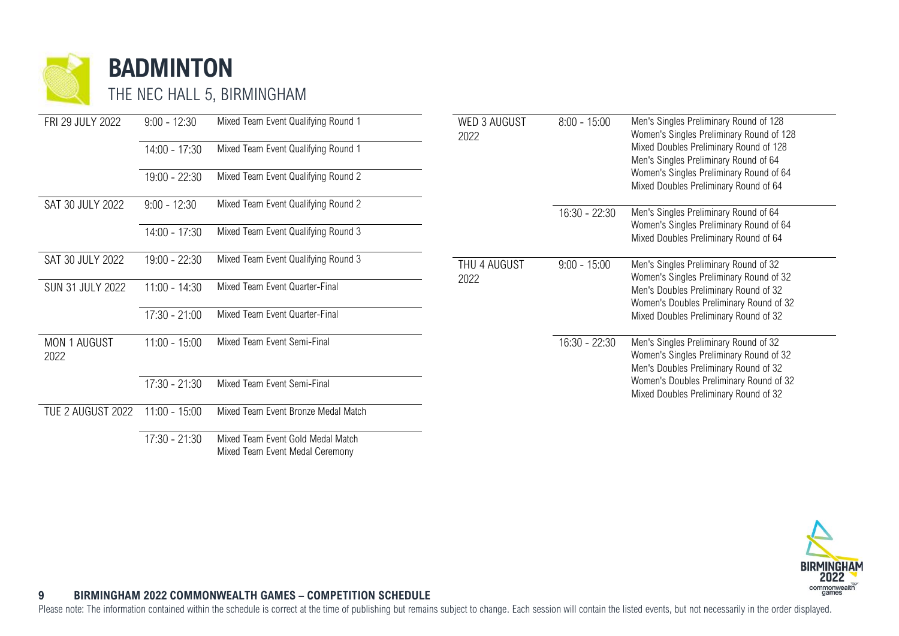# BADMINTON

THE NEC HALL 5, BIRMINGHAM

| Date | Time | Event |
| --- | --- | --- |
| FRI 29 JULY 2022 | 9:00 - 12:30 | Mixed Team Event Qualifying Round 1 |
| | 14:00 - 17:30 | Mixed Team Event Qualifying Round 1 |
| | 19:00 - 22:30 | Mixed Team Event Qualifying Round 2 |
| SAT 30 JULY 2022 | 9:00 - 12:30 | Mixed Team Event Qualifying Round 2 |
| | 14:00 - 17:30 | Mixed Team Event Qualifying Round 3 |
| SAT 30 JULY 2022 | 19:00 - 22:30 | Mixed Team Event Qualifying Round 3 |
| SUN 31 JULY 2022 | 11:00 - 14:30 | Mixed Team Event Quarter-Final |
| | 17:30 - 21:00 | Mixed Team Event Quarter-Final |
| MON 1 AUGUST 2022 | 11:00 - 15:00 | Mixed Team Event Semi-Final |
| | 17:30 - 21:30 | Mixed Team Event Semi-Final |
| TUE 2 AUGUST 2022 | 11:00 - 15:00 | Mixed Team Event Bronze Medal Match |
| | 17:30 - 21:30 | Mixed Team Event Gold Medal Match<br>Mixed Team Event Medal Ceremony |
| WED 3 AUGUST 2022 | 8:00 - 15:00 | Men's Singles Preliminary Round of 128<br>Women's Singles Preliminary Round of 128<br>Mixed Doubles Preliminary Round of 128<br>Men's Singles Preliminary Round of 64<br>Women's Singles Preliminary Round of 64<br>Mixed Doubles Preliminary Round of 64 |
| | 16:30 - 22:30 | Men's Singles Preliminary Round of 64<br>Women's Singles Preliminary Round of 64<br>Mixed Doubles Preliminary Round of 64 |
| THU 4 AUGUST 2022 | 9:00 - 15:00 | Men's Singles Preliminary Round of 32<br>Women's Singles Preliminary Round of 32<br>Men's Doubles Preliminary Round of 32<br>Women's Doubles Preliminary Round of 32<br>Mixed Doubles Preliminary Round of 32 |
| | 16:30 - 22:30 | Men's Singles Preliminary Round of 32<br>Women's Singles Preliminary Round of 32<br>Men's Doubles Preliminary Round of 32<br>Women's Doubles Preliminary Round of 32<br>Mixed Doubles Preliminary Round of 32 |

**BIRMINGHAM 2022 COMMONWEALTH GAMES – COMPETITION SCHEDULE**

Please note: The information contained within the schedule is correct at the time of publishing but remains subject to change. Each session will contain the listed events, but not necessarily in the order displayed.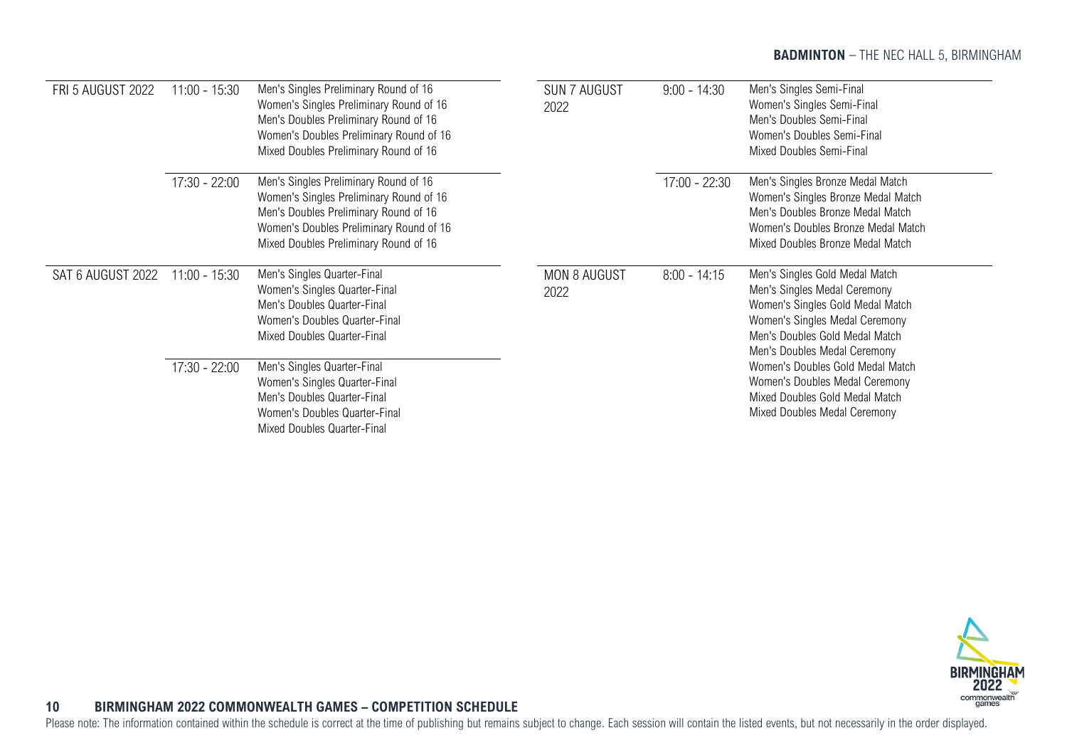## BADMINTON – THE NEC HALL 5, BIRMINGHAM

| Date | Time | Events |
|---|---|---|
| FRI 5 AUGUST 2022 | 11:00 - 15:30 | Men's Singles Preliminary Round of 16<br>Women's Singles Preliminary Round of 16<br>Men's Doubles Preliminary Round of 16<br>Women's Doubles Preliminary Round of 16<br>Mixed Doubles Preliminary Round of 16 |
| | 17:30 - 22:00 | Men's Singles Preliminary Round of 16<br>Women's Singles Preliminary Round of 16<br>Men's Doubles Preliminary Round of 16<br>Women's Doubles Preliminary Round of 16<br>Mixed Doubles Preliminary Round of 16 |
| SAT 6 AUGUST 2022 | 11:00 - 15:30 | Men's Singles Quarter-Final<br>Women's Singles Quarter-Final<br>Men's Doubles Quarter-Final<br>Women's Doubles Quarter-Final<br>Mixed Doubles Quarter-Final |
| | 17:30 - 22:00 | Men's Singles Quarter-Final<br>Women's Singles Quarter-Final<br>Men's Doubles Quarter-Final<br>Women's Doubles Quarter-Final<br>Mixed Doubles Quarter-Final |
| SUN 7 AUGUST 2022 | 9:00 - 14:30 | Men's Singles Semi-Final<br>Women's Singles Semi-Final<br>Men's Doubles Semi-Final<br>Women's Doubles Semi-Final<br>Mixed Doubles Semi-Final |
| | 17:00 - 22:30 | Men's Singles Bronze Medal Match<br>Women's Singles Bronze Medal Match<br>Men's Doubles Bronze Medal Match<br>Women's Doubles Bronze Medal Match<br>Mixed Doubles Bronze Medal Match |
| MON 8 AUGUST 2022 | 8:00 - 14:15 | Men's Singles Gold Medal Match<br>Men's Singles Medal Ceremony<br>Women's Singles Gold Medal Match<br>Women's Singles Medal Ceremony<br>Men's Doubles Gold Medal Match<br>Men's Doubles Medal Ceremony<br>Women's Doubles Gold Medal Match<br>Women's Doubles Medal Ceremony<br>Mixed Doubles Gold Medal Match<br>Mixed Doubles Medal Ceremony |

**BIRMINGHAM 2022 COMMONWEALTH GAMES – COMPETITION SCHEDULE**

Please note: The information contained within the schedule is correct at the time of publishing but remains subject to change. Each session will contain the listed events, but not necessarily in the order displayed.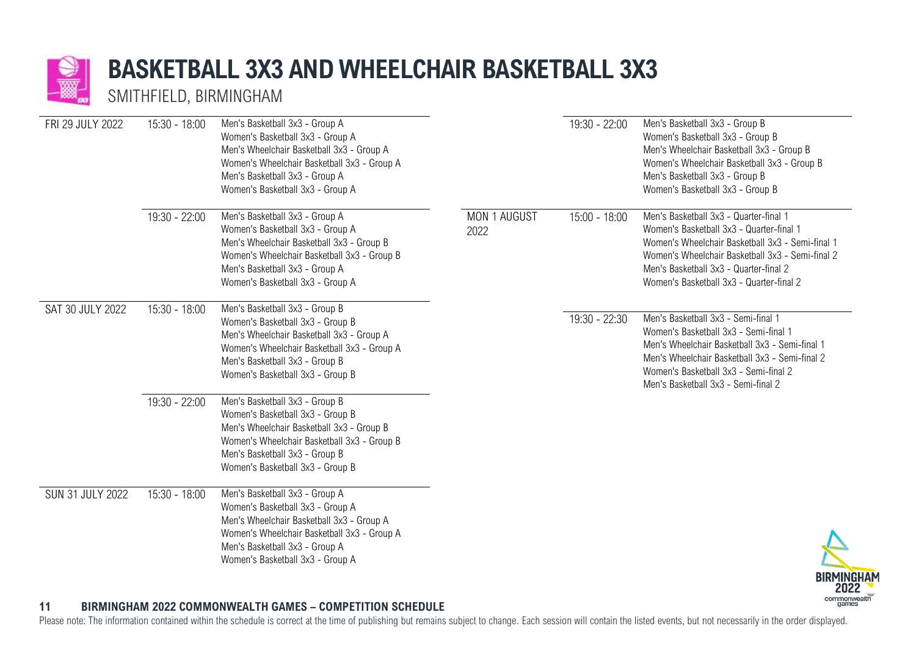# BASKETBALL 3X3 AND WHEELCHAIR BASKETBALL 3X3

SMITHFIELD, BIRMINGHAM

| Date | Time | Events |
|---|---|---|
| FRI 29 JULY 2022 | 15:30 - 18:00 | Men's Basketball 3x3 - Group A<br>Women's Basketball 3x3 - Group A<br>Men's Wheelchair Basketball 3x3 - Group A<br>Women's Wheelchair Basketball 3x3 - Group A<br>Men's Basketball 3x3 - Group A<br>Women's Basketball 3x3 - Group A |
| | 19:30 - 22:00 | Men's Basketball 3x3 - Group A<br>Women's Basketball 3x3 - Group A<br>Men's Wheelchair Basketball 3x3 - Group B<br>Women's Wheelchair Basketball 3x3 - Group B<br>Men's Basketball 3x3 - Group A<br>Women's Basketball 3x3 - Group A |
| SAT 30 JULY 2022 | 15:30 - 18:00 | Men's Basketball 3x3 - Group B<br>Women's Basketball 3x3 - Group B<br>Men's Wheelchair Basketball 3x3 - Group A<br>Women's Wheelchair Basketball 3x3 - Group A<br>Men's Basketball 3x3 - Group B<br>Women's Basketball 3x3 - Group B |
| | 19:30 - 22:00 | Men's Basketball 3x3 - Group B<br>Women's Basketball 3x3 - Group B<br>Men's Wheelchair Basketball 3x3 - Group B<br>Women's Wheelchair Basketball 3x3 - Group B<br>Men's Basketball 3x3 - Group B<br>Women's Basketball 3x3 - Group B |
| SUN 31 JULY 2022 | 15:30 - 18:00 | Men's Basketball 3x3 - Group A<br>Women's Basketball 3x3 - Group A<br>Men's Wheelchair Basketball 3x3 - Group A<br>Women's Wheelchair Basketball 3x3 - Group A<br>Men's Basketball 3x3 - Group A<br>Women's Basketball 3x3 - Group A |
| | 19:30 - 22:00 | Men's Basketball 3x3 - Group B<br>Women's Basketball 3x3 - Group B<br>Men's Wheelchair Basketball 3x3 - Group B<br>Women's Wheelchair Basketball 3x3 - Group B<br>Men's Basketball 3x3 - Group B<br>Women's Basketball 3x3 - Group B |
| MON 1 AUGUST 2022 | 15:00 - 18:00 | Men's Basketball 3x3 - Quarter-final 1<br>Women's Basketball 3x3 - Quarter-final 1<br>Women's Wheelchair Basketball 3x3 - Semi-final 1<br>Women's Wheelchair Basketball 3x3 - Semi-final 2<br>Men's Basketball 3x3 - Quarter-final 2<br>Women's Basketball 3x3 - Quarter-final 2 |
| | 19:30 - 22:30 | Men's Basketball 3x3 - Semi-final 1<br>Women's Basketball 3x3 - Semi-final 1<br>Men's Wheelchair Basketball 3x3 - Semi-final 1<br>Men's Wheelchair Basketball 3x3 - Semi-final 2<br>Women's Basketball 3x3 - Semi-final 2<br>Men's Basketball 3x3 - Semi-final 2 |

Please note: The information contained within the schedule is correct at the time of publishing but remains subject to change. Each session will contain the listed events, but not necessarily in the order displayed.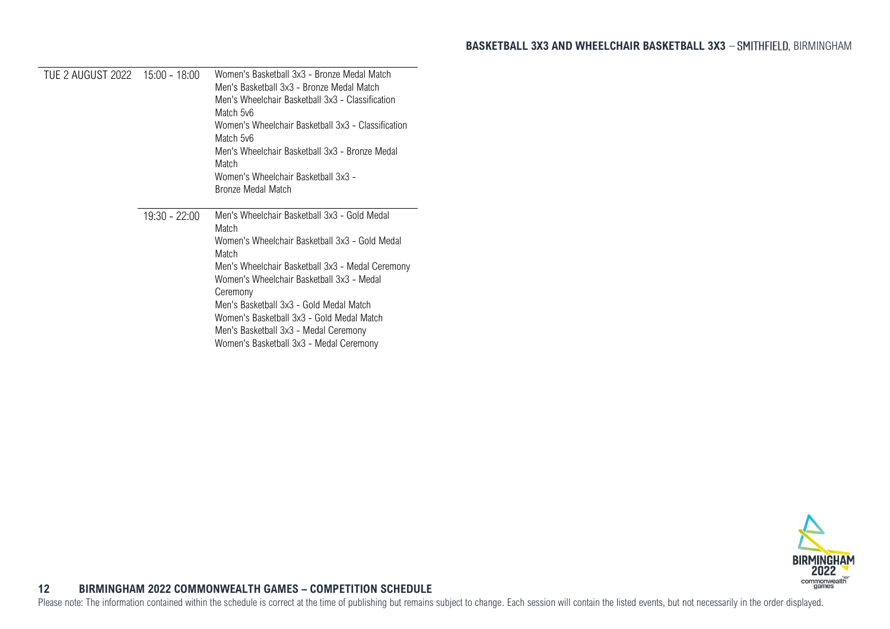## BASKETBALL 3X3 AND WHEELCHAIR BASKETBALL 3X3 – SMITHFIELD, BIRMINGHAM

| | | |
|---|---|---|
| TUE 2 AUGUST 2022 | 15:00 - 18:00 | Women's Basketball 3x3 - Bronze Medal Match<br>Men's Basketball 3x3 - Bronze Medal Match<br>Men's Wheelchair Basketball 3x3 - Classification Match 5v6<br>Women's Wheelchair Basketball 3x3 - Classification Match 5v6<br>Men's Wheelchair Basketball 3x3 - Bronze Medal Match<br>Women's Wheelchair Basketball 3x3 - Bronze Medal Match |
| | 19:30 - 22:00 | Men's Wheelchair Basketball 3x3 - Gold Medal Match<br>Women's Wheelchair Basketball 3x3 - Gold Medal Match<br>Men's Wheelchair Basketball 3x3 - Medal Ceremony<br>Women's Wheelchair Basketball 3x3 - Medal Ceremony<br>Men's Basketball 3x3 - Gold Medal Match<br>Women's Basketball 3x3 - Gold Medal Match<br>Men's Basketball 3x3 - Medal Ceremony<br>Women's Basketball 3x3 - Medal Ceremony |

Please note: The information contained within the schedule is correct at the time of publishing but remains subject to change. Each session will contain the listed events, but not necessarily in the order displayed.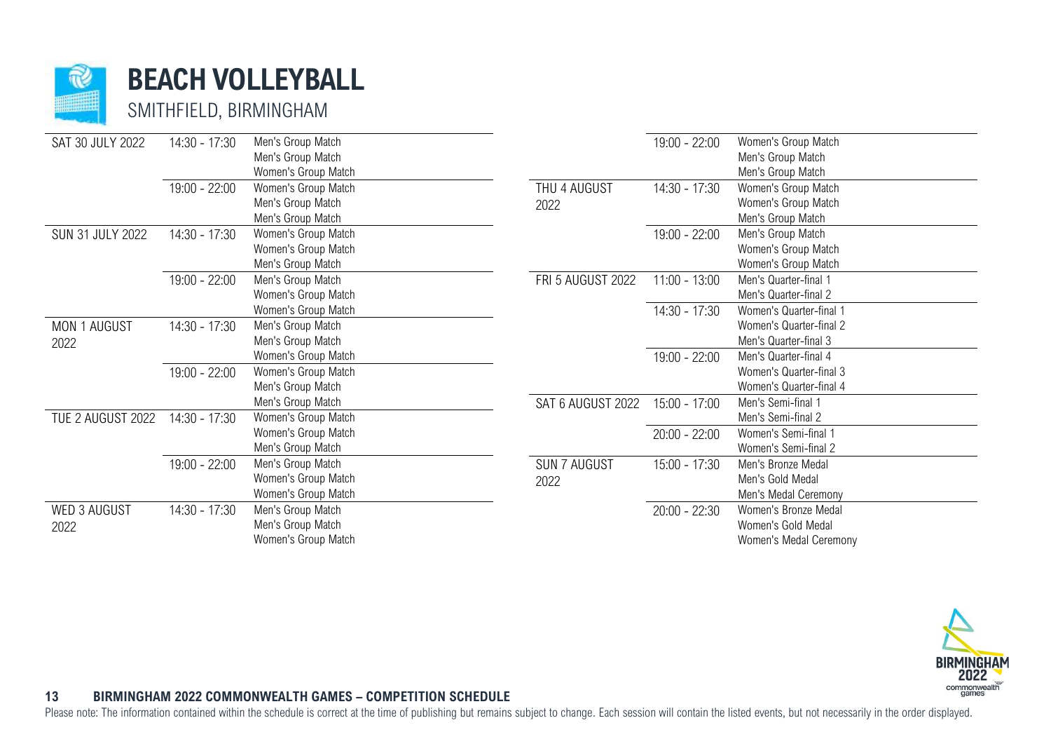# BEACH VOLLEYBALL

SMITHFIELD, BIRMINGHAM

| Date | Time | Events |
|---|---|---|
| SAT 30 JULY 2022 | 14:30 - 17:30 | Men's Group Match<br>Men's Group Match<br>Women's Group Match |
| | 19:00 - 22:00 | Women's Group Match<br>Men's Group Match<br>Men's Group Match |
| SUN 31 JULY 2022 | 14:30 - 17:30 | Women's Group Match<br>Women's Group Match<br>Men's Group Match |
| | 19:00 - 22:00 | Men's Group Match<br>Women's Group Match<br>Women's Group Match |
| MON 1 AUGUST 2022 | 14:30 - 17:30 | Men's Group Match<br>Men's Group Match<br>Women's Group Match |
| | 19:00 - 22:00 | Women's Group Match<br>Men's Group Match<br>Men's Group Match |
| TUE 2 AUGUST 2022 | 14:30 - 17:30 | Women's Group Match<br>Women's Group Match<br>Men's Group Match |
| | 19:00 - 22:00 | Men's Group Match<br>Women's Group Match<br>Women's Group Match |
| WED 3 AUGUST 2022 | 14:30 - 17:30 | Men's Group Match<br>Men's Group Match<br>Women's Group Match |
| | 19:00 - 22:00 | Women's Group Match<br>Men's Group Match<br>Men's Group Match |
| THU 4 AUGUST 2022 | 14:30 - 17:30 | Women's Group Match<br>Women's Group Match<br>Men's Group Match |
| | 19:00 - 22:00 | Men's Group Match<br>Women's Group Match<br>Women's Group Match |
| FRI 5 AUGUST 2022 | 11:00 - 13:00 | Men's Quarter-final 1<br>Men's Quarter-final 2 |
| | 14:30 - 17:30 | Women's Quarter-final 1<br>Women's Quarter-final 2<br>Men's Quarter-final 3 |
| | 19:00 - 22:00 | Men's Quarter-final 4<br>Women's Quarter-final 3<br>Women's Quarter-final 4 |
| SAT 6 AUGUST 2022 | 15:00 - 17:00 | Men's Semi-final 1<br>Men's Semi-final 2 |
| | 20:00 - 22:00 | Women's Semi-final 1<br>Women's Semi-final 2 |
| SUN 7 AUGUST 2022 | 15:00 - 17:30 | Men's Bronze Medal<br>Men's Gold Medal<br>Men's Medal Ceremony |
| | 20:00 - 22:30 | Women's Bronze Medal<br>Women's Gold Medal<br>Women's Medal Ceremony |

Please note: The information contained within the schedule is correct at the time of publishing but remains subject to change. Each session will contain the listed events, but not necessarily in the order displayed.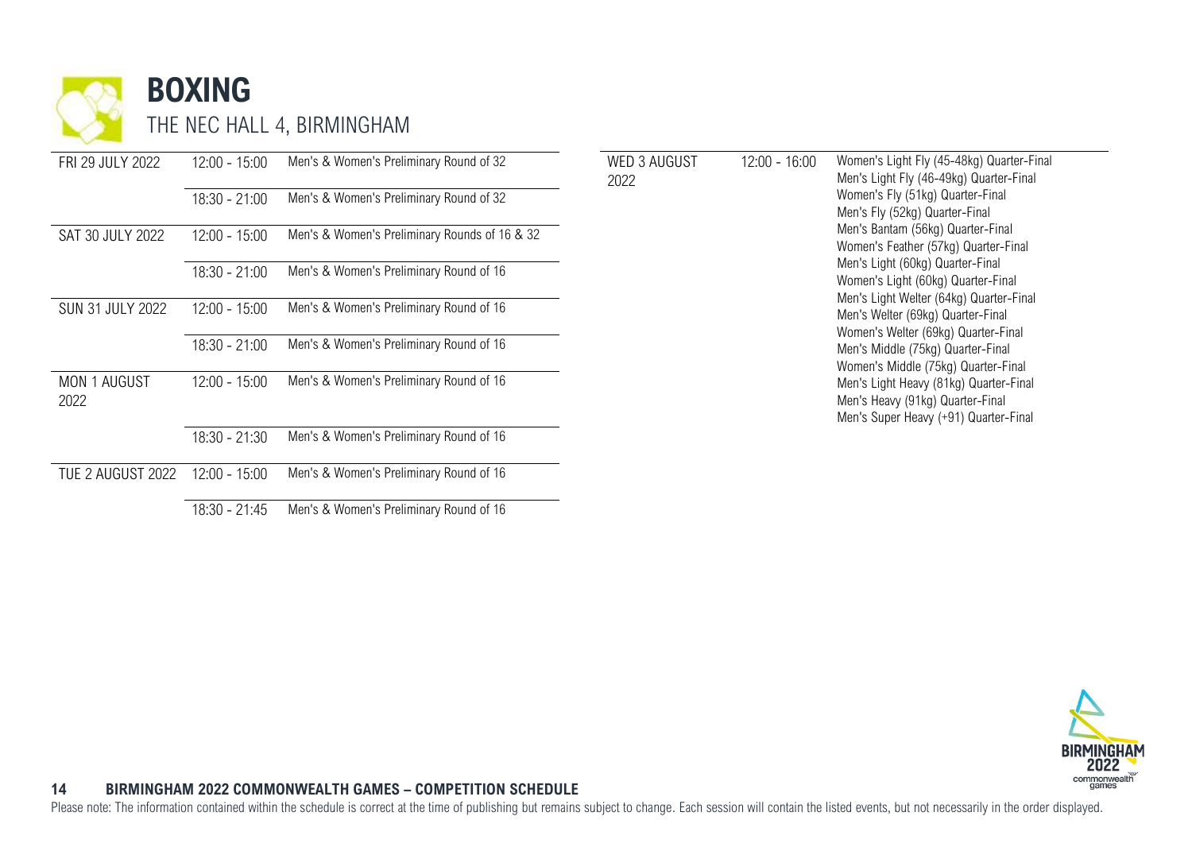# BOXING

THE NEC HALL 4, BIRMINGHAM

| Date | Time | Events |
| --- | --- | --- |
| FRI 29 JULY 2022 | 12:00 - 15:00 | Men's & Women's Preliminary Round of 32 |
| | 18:30 - 21:00 | Men's & Women's Preliminary Round of 32 |
| SAT 30 JULY 2022 | 12:00 - 15:00 | Men's & Women's Preliminary Rounds of 16 & 32 |
| | 18:30 - 21:00 | Men's & Women's Preliminary Round of 16 |
| SUN 31 JULY 2022 | 12:00 - 15:00 | Men's & Women's Preliminary Round of 16 |
| | 18:30 - 21:00 | Men's & Women's Preliminary Round of 16 |
| MON 1 AUGUST 2022 | 12:00 - 15:00 | Men's & Women's Preliminary Round of 16 |
| | 18:30 - 21:30 | Men's & Women's Preliminary Round of 16 |
| TUE 2 AUGUST 2022 | 12:00 - 15:00 | Men's & Women's Preliminary Round of 16 |
| | 18:30 - 21:45 | Men's & Women's Preliminary Round of 16 |
| WED 3 AUGUST 2022 | 12:00 - 16:00 | Women's Light Fly (45-48kg) Quarter-Final<br>Men's Light Fly (46-49kg) Quarter-Final<br>Women's Fly (51kg) Quarter-Final<br>Men's Fly (52kg) Quarter-Final<br>Men's Bantam (56kg) Quarter-Final<br>Women's Feather (57kg) Quarter-Final<br>Men's Light (60kg) Quarter-Final<br>Women's Light (60kg) Quarter-Final<br>Men's Light Welter (64kg) Quarter-Final<br>Men's Welter (69kg) Quarter-Final<br>Women's Welter (69kg) Quarter-Final<br>Men's Middle (75kg) Quarter-Final<br>Women's Middle (75kg) Quarter-Final<br>Men's Light Heavy (81kg) Quarter-Final<br>Men's Heavy (91kg) Quarter-Final<br>Men's Super Heavy (+91) Quarter-Final |

Please note: The information contained within the schedule is correct at the time of publishing but remains subject to change. Each session will contain the listed events, but not necessarily in the order displayed.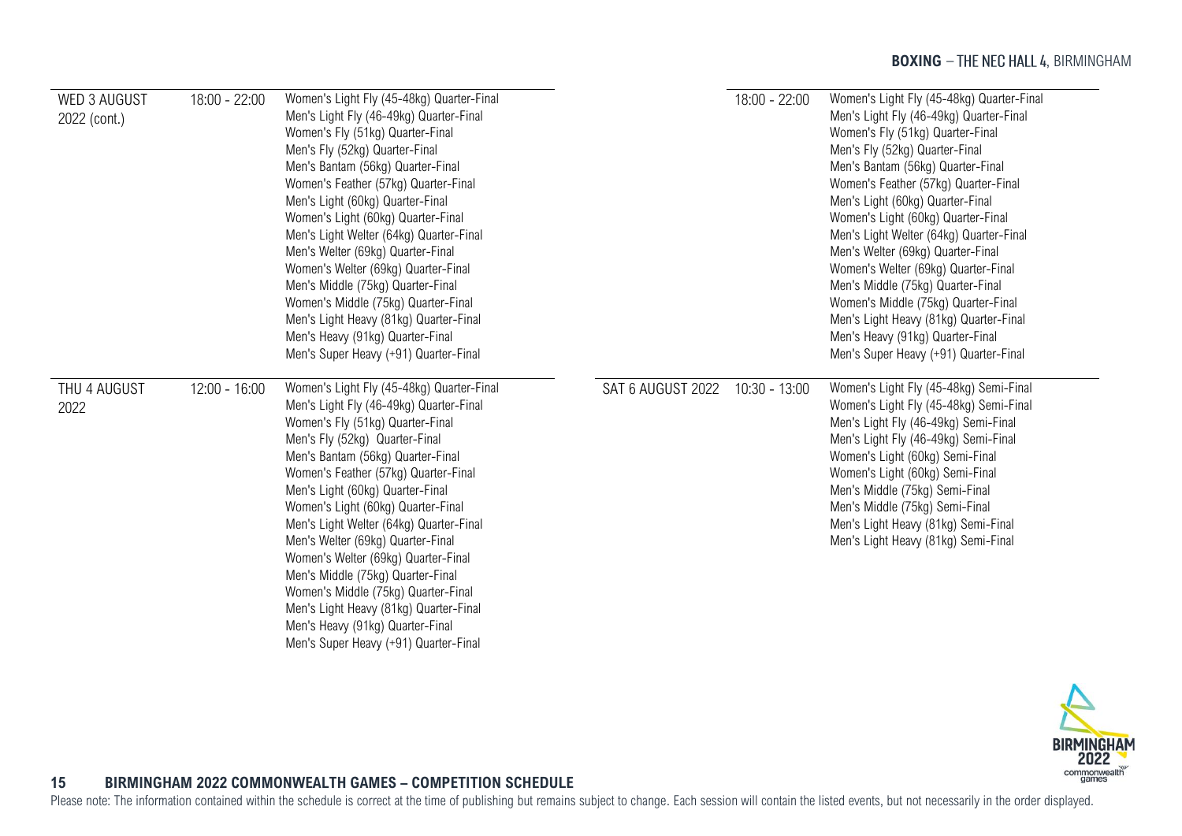## BOXING – THE NEC HALL 4, BIRMINGHAM

| Date | Time | Events |
|---|---|---|
| WED 3 AUGUST 2022 (cont.) | 18:00 - 22:00 | Women's Light Fly (45-48kg) Quarter-Final<br>Men's Light Fly (46-49kg) Quarter-Final<br>Women's Fly (51kg) Quarter-Final<br>Men's Fly (52kg) Quarter-Final<br>Men's Bantam (56kg) Quarter-Final<br>Women's Feather (57kg) Quarter-Final<br>Men's Light (60kg) Quarter-Final<br>Women's Light (60kg) Quarter-Final<br>Men's Light Welter (64kg) Quarter-Final<br>Men's Welter (69kg) Quarter-Final<br>Women's Welter (69kg) Quarter-Final<br>Men's Middle (75kg) Quarter-Final<br>Women's Middle (75kg) Quarter-Final<br>Men's Light Heavy (81kg) Quarter-Final<br>Men's Heavy (91kg) Quarter-Final<br>Men's Super Heavy (+91) Quarter-Final |
| THU 4 AUGUST 2022 | 12:00 - 16:00 | Women's Light Fly (45-48kg) Quarter-Final<br>Men's Light Fly (46-49kg) Quarter-Final<br>Women's Fly (51kg) Quarter-Final<br>Men's Fly (52kg) Quarter-Final<br>Men's Bantam (56kg) Quarter-Final<br>Women's Feather (57kg) Quarter-Final<br>Men's Light (60kg) Quarter-Final<br>Women's Light (60kg) Quarter-Final<br>Men's Light Welter (64kg) Quarter-Final<br>Men's Welter (69kg) Quarter-Final<br>Women's Welter (69kg) Quarter-Final<br>Men's Middle (75kg) Quarter-Final<br>Women's Middle (75kg) Quarter-Final<br>Men's Light Heavy (81kg) Quarter-Final<br>Men's Heavy (91kg) Quarter-Final<br>Men's Super Heavy (+91) Quarter-Final |
| | 18:00 - 22:00 | Women's Light Fly (45-48kg) Quarter-Final<br>Men's Light Fly (46-49kg) Quarter-Final<br>Women's Fly (51kg) Quarter-Final<br>Men's Fly (52kg) Quarter-Final<br>Men's Bantam (56kg) Quarter-Final<br>Women's Feather (57kg) Quarter-Final<br>Men's Light (60kg) Quarter-Final<br>Women's Light (60kg) Quarter-Final<br>Men's Light Welter (64kg) Quarter-Final<br>Men's Welter (69kg) Quarter-Final<br>Women's Welter (69kg) Quarter-Final<br>Men's Middle (75kg) Quarter-Final<br>Women's Middle (75kg) Quarter-Final<br>Men's Light Heavy (81kg) Quarter-Final<br>Men's Heavy (91kg) Quarter-Final<br>Men's Super Heavy (+91) Quarter-Final |
| SAT 6 AUGUST 2022 | 10:30 - 13:00 | Women's Light Fly (45-48kg) Semi-Final<br>Women's Light Fly (45-48kg) Semi-Final<br>Men's Light Fly (46-49kg) Semi-Final<br>Men's Light Fly (46-49kg) Semi-Final<br>Women's Light (60kg) Semi-Final<br>Women's Light (60kg) Semi-Final<br>Men's Middle (75kg) Semi-Final<br>Men's Middle (75kg) Semi-Final<br>Men's Light Heavy (81kg) Semi-Final<br>Men's Light Heavy (81kg) Semi-Final |

**BIRMINGHAM 2022 COMMONWEALTH GAMES – COMPETITION SCHEDULE**

Please note: The information contained within the schedule is correct at the time of publishing but remains subject to change. Each session will contain the listed events, but not necessarily in the order displayed.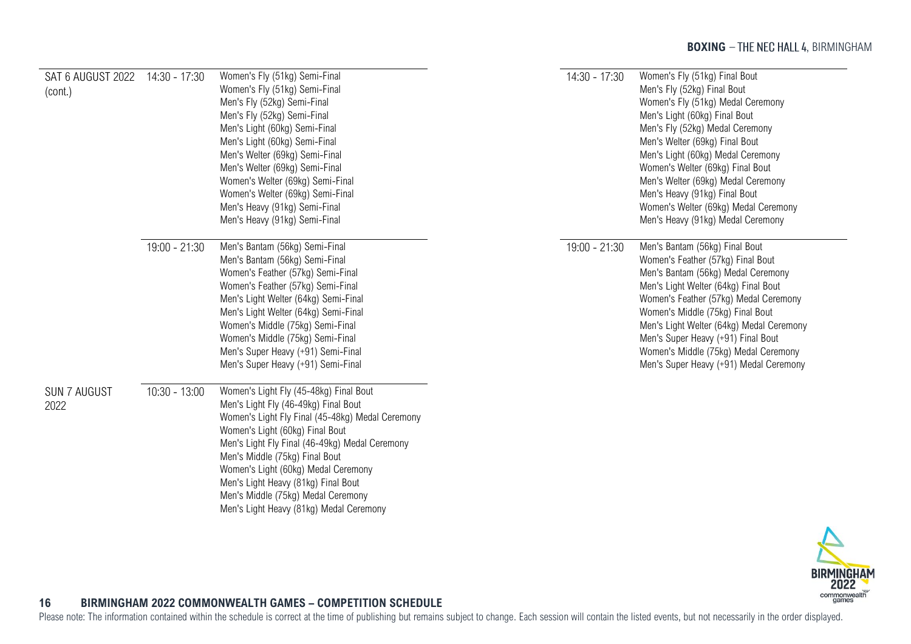## BOXING – THE NEC HALL 4, BIRMINGHAM

| Date | Time | Events |
|---|---|---|
| SAT 6 AUGUST 2022 (cont.) | 14:30 - 17:30 | Women's Fly (51kg) Semi-Final<br>Women's Fly (51kg) Semi-Final<br>Men's Fly (52kg) Semi-Final<br>Men's Fly (52kg) Semi-Final<br>Men's Light (60kg) Semi-Final<br>Men's Light (60kg) Semi-Final<br>Men's Welter (69kg) Semi-Final<br>Men's Welter (69kg) Semi-Final<br>Women's Welter (69kg) Semi-Final<br>Women's Welter (69kg) Semi-Final<br>Men's Heavy (91kg) Semi-Final<br>Men's Heavy (91kg) Semi-Final |
| | 19:00 - 21:30 | Men's Bantam (56kg) Semi-Final<br>Men's Bantam (56kg) Semi-Final<br>Women's Feather (57kg) Semi-Final<br>Women's Feather (57kg) Semi-Final<br>Men's Light Welter (64kg) Semi-Final<br>Men's Light Welter (64kg) Semi-Final<br>Women's Middle (75kg) Semi-Final<br>Women's Middle (75kg) Semi-Final<br>Men's Super Heavy (+91) Semi-Final<br>Men's Super Heavy (+91) Semi-Final |
| SUN 7 AUGUST 2022 | 10:30 - 13:00 | Women's Light Fly (45-48kg) Final Bout<br>Men's Light Fly (46-49kg) Final Bout<br>Women's Light Fly Final (45-48kg) Medal Ceremony<br>Women's Light (60kg) Final Bout<br>Men's Light Fly Final (46-49kg) Medal Ceremony<br>Men's Middle (75kg) Final Bout<br>Women's Light (60kg) Medal Ceremony<br>Men's Light Heavy (81kg) Final Bout<br>Men's Middle (75kg) Medal Ceremony<br>Men's Light Heavy (81kg) Medal Ceremony |
| | 14:30 - 17:30 | Women's Fly (51kg) Final Bout<br>Men's Fly (52kg) Final Bout<br>Women's Fly (51kg) Medal Ceremony<br>Men's Light (60kg) Final Bout<br>Men's Fly (52kg) Medal Ceremony<br>Men's Welter (69kg) Final Bout<br>Men's Light (60kg) Medal Ceremony<br>Women's Welter (69kg) Final Bout<br>Men's Welter (69kg) Medal Ceremony<br>Men's Heavy (91kg) Final Bout<br>Women's Welter (69kg) Medal Ceremony<br>Men's Heavy (91kg) Medal Ceremony |
| | 19:00 - 21:30 | Men's Bantam (56kg) Final Bout<br>Women's Feather (57kg) Final Bout<br>Men's Bantam (56kg) Medal Ceremony<br>Men's Light Welter (64kg) Final Bout<br>Women's Feather (57kg) Medal Ceremony<br>Women's Middle (75kg) Final Bout<br>Men's Light Welter (64kg) Medal Ceremony<br>Men's Super Heavy (+91) Final Bout<br>Women's Middle (75kg) Medal Ceremony<br>Men's Super Heavy (+91) Medal Ceremony |

Please note: The information contained within the schedule is correct at the time of publishing but remains subject to change. Each session will contain the listed events, but not necessarily in the order displayed.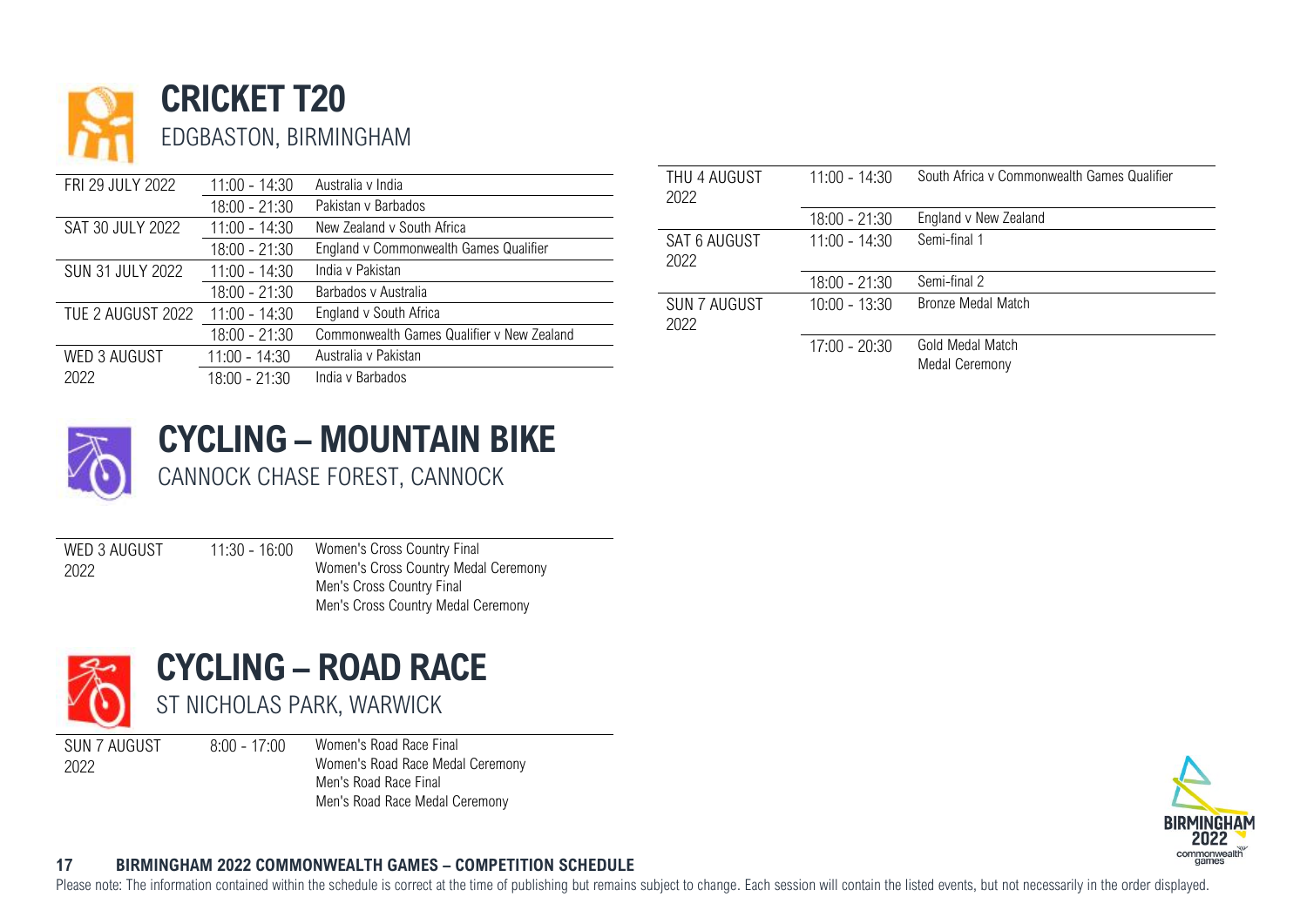# CRICKET T20

EDGBASTON, BIRMINGHAM

| | | |
|---|---|---|
| FRI 29 JULY 2022 | 11:00 - 14:30 | Australia v India |
| | 18:00 - 21:30 | Pakistan v Barbados |
| SAT 30 JULY 2022 | 11:00 - 14:30 | New Zealand v South Africa |
| | 18:00 - 21:30 | England v Commonwealth Games Qualifier |
| SUN 31 JULY 2022 | 11:00 - 14:30 | India v Pakistan |
| | 18:00 - 21:30 | Barbados v Australia |
| TUE 2 AUGUST 2022 | 11:00 - 14:30 | England v South Africa |
| | 18:00 - 21:30 | Commonwealth Games Qualifier v New Zealand |
| WED 3 AUGUST 2022 | 11:00 - 14:30 | Australia v Pakistan |
| | 18:00 - 21:30 | India v Barbados |
| THU 4 AUGUST 2022 | 11:00 - 14:30 | South Africa v Commonwealth Games Qualifier |
| | 18:00 - 21:30 | England v New Zealand |
| SAT 6 AUGUST 2022 | 11:00 - 14:30 | Semi-final 1 |
| | 18:00 - 21:30 | Semi-final 2 |
| SUN 7 AUGUST 2022 | 10:00 - 13:30 | Bronze Medal Match |
| | 17:00 - 20:30 | Gold Medal Match<br>Medal Ceremony |

# CYCLING – MOUNTAIN BIKE

CANNOCK CHASE FOREST, CANNOCK

| | | |
|---|---|---|
| WED 3 AUGUST 2022 | 11:30 - 16:00 | Women's Cross Country Final<br>Women's Cross Country Medal Ceremony<br>Men's Cross Country Final<br>Men's Cross Country Medal Ceremony |

# CYCLING – ROAD RACE

ST NICHOLAS PARK, WARWICK

| | | |
|---|---|---|
| SUN 7 AUGUST 2022 | 8:00 - 17:00 | Women's Road Race Final<br>Women's Road Race Medal Ceremony<br>Men's Road Race Final<br>Men's Road Race Medal Ceremony |

Please note: The information contained within the schedule is correct at the time of publishing but remains subject to change. Each session will contain the listed events, but not necessarily in the order displayed.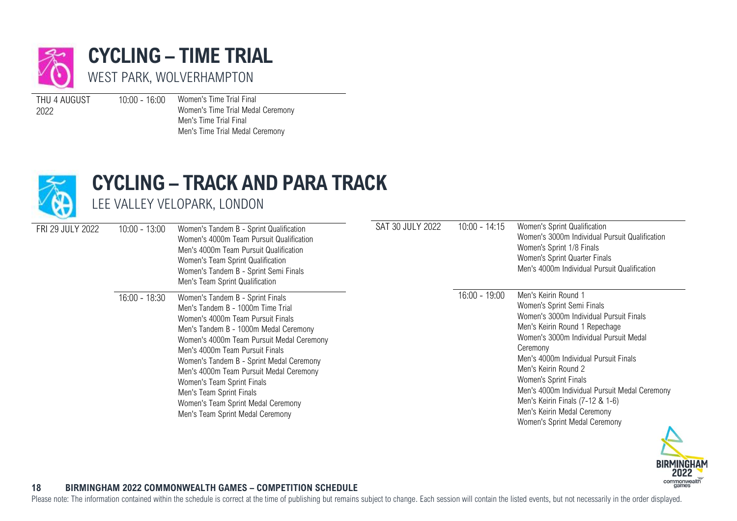# CYCLING – TIME TRIAL

WEST PARK, WOLVERHAMPTON

| Date | Time | Events |
|---|---|---|
| THU 4 AUGUST 2022 | 10:00 - 16:00 | Women's Time Trial Final<br>Women's Time Trial Medal Ceremony<br>Men's Time Trial Final<br>Men's Time Trial Medal Ceremony |

# CYCLING – TRACK AND PARA TRACK

LEE VALLEY VELOPARK, LONDON

| Date | Time | Events |
|---|---|---|
| FRI 29 JULY 2022 | 10:00 - 13:00 | Women's Tandem B - Sprint Qualification<br>Women's 4000m Team Pursuit Qualification<br>Men's 4000m Team Pursuit Qualification<br>Women's Team Sprint Qualification<br>Women's Tandem B - Sprint Semi Finals<br>Men's Team Sprint Qualification |
| | 16:00 - 18:30 | Women's Tandem B - Sprint Finals<br>Men's Tandem B - 1000m Time Trial<br>Women's 4000m Team Pursuit Finals<br>Men's Tandem B - 1000m Medal Ceremony<br>Women's 4000m Team Pursuit Medal Ceremony<br>Men's 4000m Team Pursuit Finals<br>Women's Tandem B - Sprint Medal Ceremony<br>Men's 4000m Team Pursuit Medal Ceremony<br>Women's Team Sprint Finals<br>Men's Team Sprint Finals<br>Women's Team Sprint Medal Ceremony<br>Men's Team Sprint Medal Ceremony |
| SAT 30 JULY 2022 | 10:00 - 14:15 | Women's Sprint Qualification<br>Women's 3000m Individual Pursuit Qualification<br>Women's Sprint 1/8 Finals<br>Women's Sprint Quarter Finals<br>Men's 4000m Individual Pursuit Qualification |
| | 16:00 - 19:00 | Men's Keirin Round 1<br>Women's Sprint Semi Finals<br>Women's 3000m Individual Pursuit Finals<br>Men's Keirin Round 1 Repechage<br>Women's 3000m Individual Pursuit Medal Ceremony<br>Men's 4000m Individual Pursuit Finals<br>Men's Keirin Round 2<br>Women's Sprint Finals<br>Men's 4000m Individual Pursuit Medal Ceremony<br>Men's Keirin Finals (7-12 & 1-6)<br>Men's Keirin Medal Ceremony<br>Women's Sprint Medal Ceremony |

Please note: The information contained within the schedule is correct at the time of publishing but remains subject to change. Each session will contain the listed events, but not necessarily in the order displayed.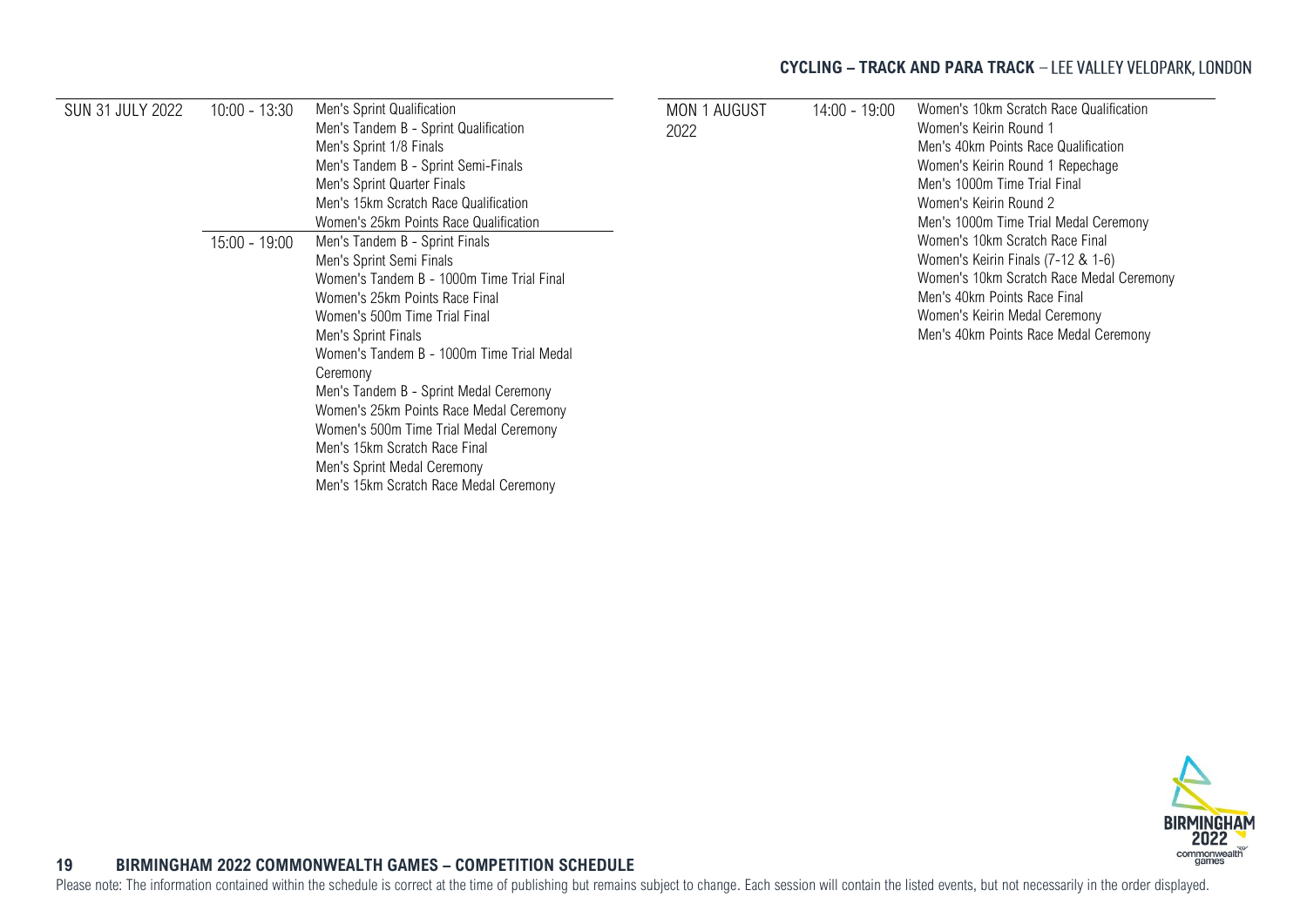## CYCLING – TRACK AND PARA TRACK – LEE VALLEY VELOPARK, LONDON

| Date | Time | Events |
| --- | --- | --- |
| SUN 31 JULY 2022 | 10:00 - 13:30 | Men's Sprint Qualification<br>Men's Tandem B - Sprint Qualification<br>Men's Sprint 1/8 Finals<br>Men's Tandem B - Sprint Semi-Finals<br>Men's Sprint Quarter Finals<br>Men's 15km Scratch Race Qualification<br>Women's 25km Points Race Qualification |
| | 15:00 - 19:00 | Men's Tandem B - Sprint Finals<br>Men's Sprint Semi Finals<br>Women's Tandem B - 1000m Time Trial Final<br>Women's 25km Points Race Final<br>Women's 500m Time Trial Final<br>Men's Sprint Finals<br>Women's Tandem B - 1000m Time Trial Medal Ceremony<br>Men's Tandem B - Sprint Medal Ceremony<br>Women's 25km Points Race Medal Ceremony<br>Women's 500m Time Trial Medal Ceremony<br>Men's 15km Scratch Race Final<br>Men's Sprint Medal Ceremony<br>Men's 15km Scratch Race Medal Ceremony |
| MON 1 AUGUST 2022 | 14:00 - 19:00 | Women's 10km Scratch Race Qualification<br>Women's Keirin Round 1<br>Men's 40km Points Race Qualification<br>Women's Keirin Round 1 Repechage<br>Men's 1000m Time Trial Final<br>Women's Keirin Round 2<br>Men's 1000m Time Trial Medal Ceremony<br>Women's 10km Scratch Race Final<br>Women's Keirin Finals (7-12 & 1-6)<br>Women's 10km Scratch Race Medal Ceremony<br>Men's 40km Points Race Final<br>Women's Keirin Medal Ceremony<br>Men's 40km Points Race Medal Ceremony |

Please note: The information contained within the schedule is correct at the time of publishing but remains subject to change. Each session will contain the listed events, but not necessarily in the order displayed.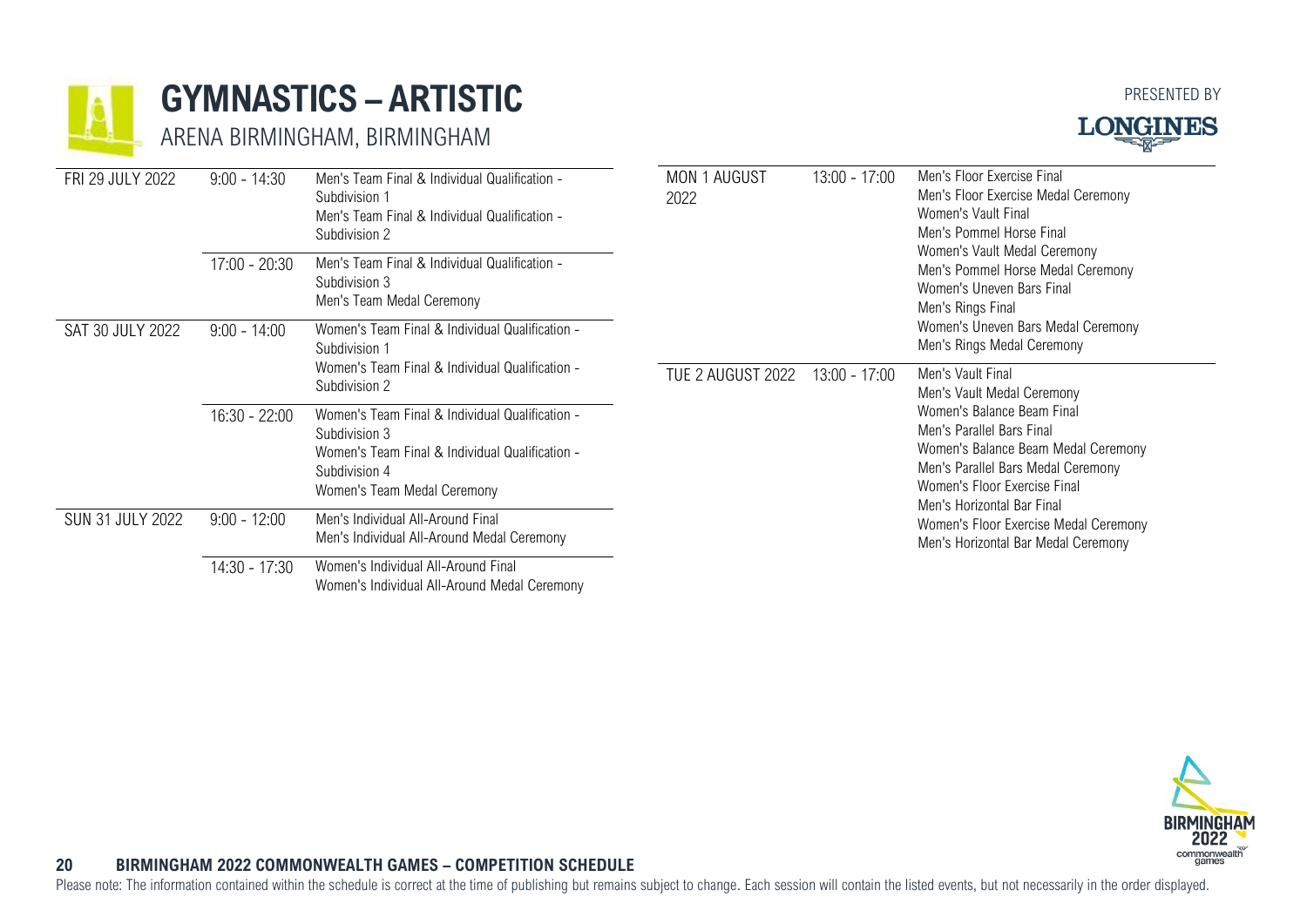# GYMNASTICS – ARTISTIC

ARENA BIRMINGHAM, BIRMINGHAM

PRESENTED BY LONGINES

| Date | Time | Events |
| --- | --- | --- |
| FRI 29 JULY 2022 | 9:00 - 14:30 | Men's Team Final & Individual Qualification - Subdivision 1<br>Men's Team Final & Individual Qualification - Subdivision 2 |
| | 17:00 - 20:30 | Men's Team Final & Individual Qualification - Subdivision 3<br>Men's Team Medal Ceremony |
| SAT 30 JULY 2022 | 9:00 - 14:00 | Women's Team Final & Individual Qualification - Subdivision 1<br>Women's Team Final & Individual Qualification - Subdivision 2 |
| | 16:30 - 22:00 | Women's Team Final & Individual Qualification - Subdivision 3<br>Women's Team Final & Individual Qualification - Subdivision 4<br>Women's Team Medal Ceremony |
| SUN 31 JULY 2022 | 9:00 - 12:00 | Men's Individual All-Around Final<br>Men's Individual All-Around Medal Ceremony |
| | 14:30 - 17:30 | Women's Individual All-Around Final<br>Women's Individual All-Around Medal Ceremony |
| MON 1 AUGUST 2022 | 13:00 - 17:00 | Men's Floor Exercise Final<br>Men's Floor Exercise Medal Ceremony<br>Women's Vault Final<br>Men's Pommel Horse Final<br>Women's Vault Medal Ceremony<br>Men's Pommel Horse Medal Ceremony<br>Women's Uneven Bars Final<br>Men's Rings Final<br>Women's Uneven Bars Medal Ceremony<br>Men's Rings Medal Ceremony |
| TUE 2 AUGUST 2022 | 13:00 - 17:00 | Men's Vault Final<br>Men's Vault Medal Ceremony<br>Women's Balance Beam Final<br>Men's Parallel Bars Final<br>Women's Balance Beam Medal Ceremony<br>Men's Parallel Bars Medal Ceremony<br>Women's Floor Exercise Final<br>Men's Horizontal Bar Final<br>Women's Floor Exercise Medal Ceremony<br>Men's Horizontal Bar Medal Ceremony |

Please note: The information contained within the schedule is correct at the time of publishing but remains subject to change. Each session will contain the listed events, but not necessarily in the order displayed.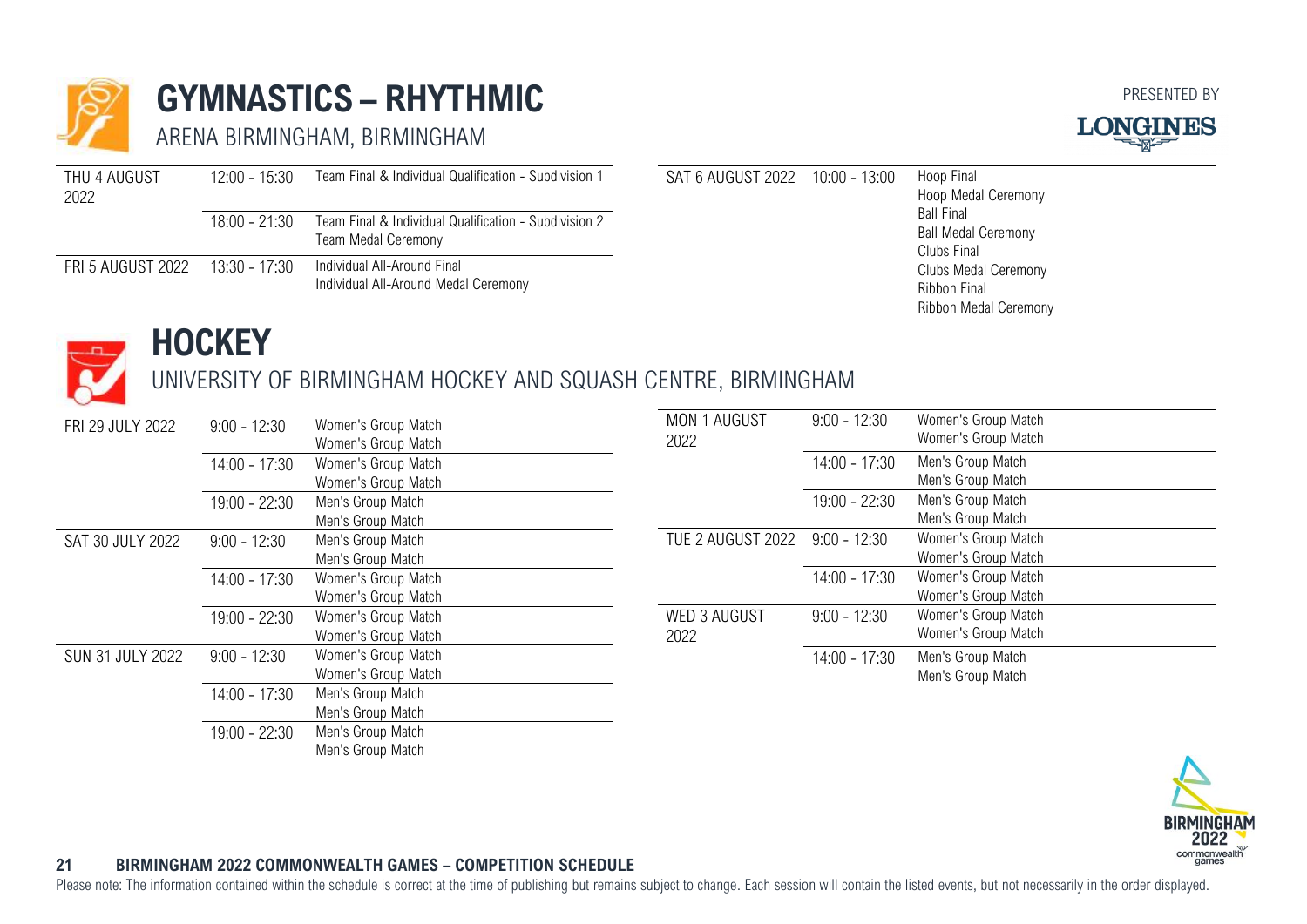# GYMNASTICS – RHYTHMIC

## ARENA BIRMINGHAM, BIRMINGHAM

PRESENTED BY LONGINES

| Date | Time | Event |
|---|---|---|
| THU 4 AUGUST 2022 | 12:00 - 15:30 | Team Final & Individual Qualification - Subdivision 1 |
| | 18:00 - 21:30 | Team Final & Individual Qualification - Subdivision 2<br>Team Medal Ceremony |
| FRI 5 AUGUST 2022 | 13:30 - 17:30 | Individual All-Around Final<br>Individual All-Around Medal Ceremony |
| SAT 6 AUGUST 2022 | 10:00 - 13:00 | Hoop Final<br>Hoop Medal Ceremony<br>Ball Final<br>Ball Medal Ceremony<br>Clubs Final<br>Clubs Medal Ceremony<br>Ribbon Final<br>Ribbon Medal Ceremony |

# HOCKEY

## UNIVERSITY OF BIRMINGHAM HOCKEY AND SQUASH CENTRE, BIRMINGHAM

| Date | Time | Event |
|---|---|---|
| FRI 29 JULY 2022 | 9:00 - 12:30 | Women's Group Match<br>Women's Group Match |
| | 14:00 - 17:30 | Women's Group Match<br>Women's Group Match |
| | 19:00 - 22:30 | Men's Group Match<br>Men's Group Match |
| SAT 30 JULY 2022 | 9:00 - 12:30 | Men's Group Match<br>Men's Group Match |
| | 14:00 - 17:30 | Women's Group Match<br>Women's Group Match |
| | 19:00 - 22:30 | Women's Group Match<br>Women's Group Match |
| SUN 31 JULY 2022 | 9:00 - 12:30 | Women's Group Match<br>Women's Group Match |
| | 14:00 - 17:30 | Men's Group Match<br>Men's Group Match |
| | 19:00 - 22:30 | Men's Group Match<br>Men's Group Match |
| MON 1 AUGUST 2022 | 9:00 - 12:30 | Women's Group Match<br>Women's Group Match |
| | 14:00 - 17:30 | Men's Group Match<br>Men's Group Match |
| | 19:00 - 22:30 | Men's Group Match<br>Men's Group Match |
| TUE 2 AUGUST 2022 | 9:00 - 12:30 | Women's Group Match<br>Women's Group Match |
| | 14:00 - 17:30 | Women's Group Match<br>Women's Group Match |
| WED 3 AUGUST 2022 | 9:00 - 12:30 | Women's Group Match<br>Women's Group Match |
| | 14:00 - 17:30 | Men's Group Match<br>Men's Group Match |

Please note: The information contained within the schedule is correct at the time of publishing but remains subject to change. Each session will contain the listed events, but not necessarily in the order displayed.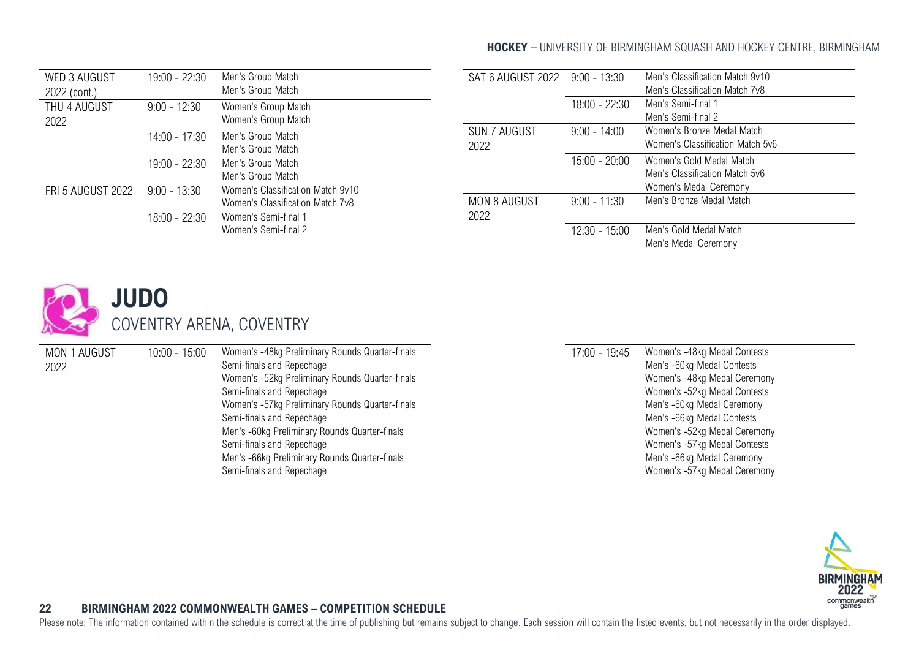## HOCKEY – UNIVERSITY OF BIRMINGHAM SQUASH AND HOCKEY CENTRE, BIRMINGHAM

| | | |
|---|---|---|
| WED 3 AUGUST 2022 (cont.) | 19:00 - 22:30 | Men's Group Match<br>Men's Group Match |
| THU 4 AUGUST 2022 | 9:00 - 12:30 | Women's Group Match<br>Women's Group Match |
| | 14:00 - 17:30 | Men's Group Match<br>Men's Group Match |
| | 19:00 - 22:30 | Men's Group Match<br>Men's Group Match |
| FRI 5 AUGUST 2022 | 9:00 - 13:30 | Women's Classification Match 9v10<br>Women's Classification Match 7v8 |
| | 18:00 - 22:30 | Women's Semi-final 1<br>Women's Semi-final 2 |
| SAT 6 AUGUST 2022 | 9:00 - 13:30 | Men's Classification Match 9v10<br>Men's Classification Match 7v8 |
| | 18:00 - 22:30 | Men's Semi-final 1<br>Men's Semi-final 2 |
| SUN 7 AUGUST 2022 | 9:00 - 14:00 | Women's Bronze Medal Match<br>Women's Classification Match 5v6 |
| | 15:00 - 20:00 | Women's Gold Medal Match<br>Men's Classification Match 5v6<br>Women's Medal Ceremony |
| MON 8 AUGUST 2022 | 9:00 - 11:30 | Men's Bronze Medal Match |
| | 12:30 - 15:00 | Men's Gold Medal Match<br>Men's Medal Ceremony |

# JUDO

COVENTRY ARENA, COVENTRY

| | | |
|---|---|---|
| MON 1 AUGUST 2022 | 10:00 - 15:00 | Women's -48kg Preliminary Rounds Quarter-finals Semi-finals and Repechage<br>Women's -52kg Preliminary Rounds Quarter-finals Semi-finals and Repechage<br>Women's -57kg Preliminary Rounds Quarter-finals Semi-finals and Repechage<br>Men's -60kg Preliminary Rounds Quarter-finals Semi-finals and Repechage<br>Men's -66kg Preliminary Rounds Quarter-finals Semi-finals and Repechage |
| | 17:00 - 19:45 | Women's -48kg Medal Contests<br>Men's -60kg Medal Contests<br>Women's -48kg Medal Ceremony<br>Women's -52kg Medal Contests<br>Men's -60kg Medal Ceremony<br>Men's -66kg Medal Contests<br>Women's -52kg Medal Ceremony<br>Women's -57kg Medal Contests<br>Men's -66kg Medal Ceremony<br>Women's -57kg Medal Ceremony |

Please note: The information contained within the schedule is correct at the time of publishing but remains subject to change. Each session will contain the listed events, but not necessarily in the order displayed.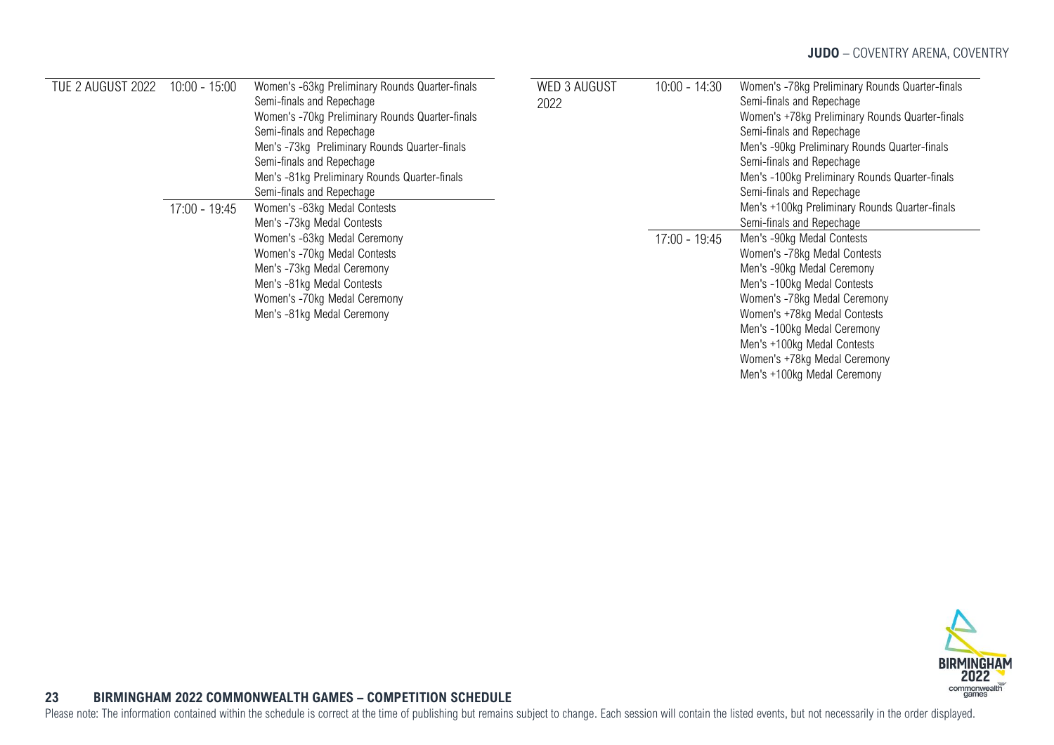## JUDO – COVENTRY ARENA, COVENTRY

| Date | Time | Events |
|---|---|---|
| TUE 2 AUGUST 2022 | 10:00 - 15:00 | Women's -63kg Preliminary Rounds Quarter-finals Semi-finals and Repechage<br>Women's -70kg Preliminary Rounds Quarter-finals Semi-finals and Repechage<br>Men's -73kg Preliminary Rounds Quarter-finals Semi-finals and Repechage<br>Men's -81kg Preliminary Rounds Quarter-finals Semi-finals and Repechage |
| | 17:00 - 19:45 | Women's -63kg Medal Contests<br>Men's -73kg Medal Contests<br>Women's -63kg Medal Ceremony<br>Women's -70kg Medal Contests<br>Men's -73kg Medal Ceremony<br>Men's -81kg Medal Contests<br>Women's -70kg Medal Ceremony<br>Men's -81kg Medal Ceremony |
| WED 3 AUGUST 2022 | 10:00 - 14:30 | Women's -78kg Preliminary Rounds Quarter-finals Semi-finals and Repechage<br>Women's +78kg Preliminary Rounds Quarter-finals Semi-finals and Repechage<br>Men's -90kg Preliminary Rounds Quarter-finals Semi-finals and Repechage<br>Men's -100kg Preliminary Rounds Quarter-finals Semi-finals and Repechage<br>Men's +100kg Preliminary Rounds Quarter-finals Semi-finals and Repechage |
| | 17:00 - 19:45 | Men's -90kg Medal Contests<br>Women's -78kg Medal Contests<br>Men's -90kg Medal Ceremony<br>Men's -100kg Medal Contests<br>Women's -78kg Medal Ceremony<br>Women's +78kg Medal Contests<br>Men's -100kg Medal Ceremony<br>Men's +100kg Medal Contests<br>Women's +78kg Medal Ceremony<br>Men's +100kg Medal Ceremony |

**BIRMINGHAM 2022 COMMONWEALTH GAMES – COMPETITION SCHEDULE**

Please note: The information contained within the schedule is correct at the time of publishing but remains subject to change. Each session will contain the listed events, but not necessarily in the order displayed.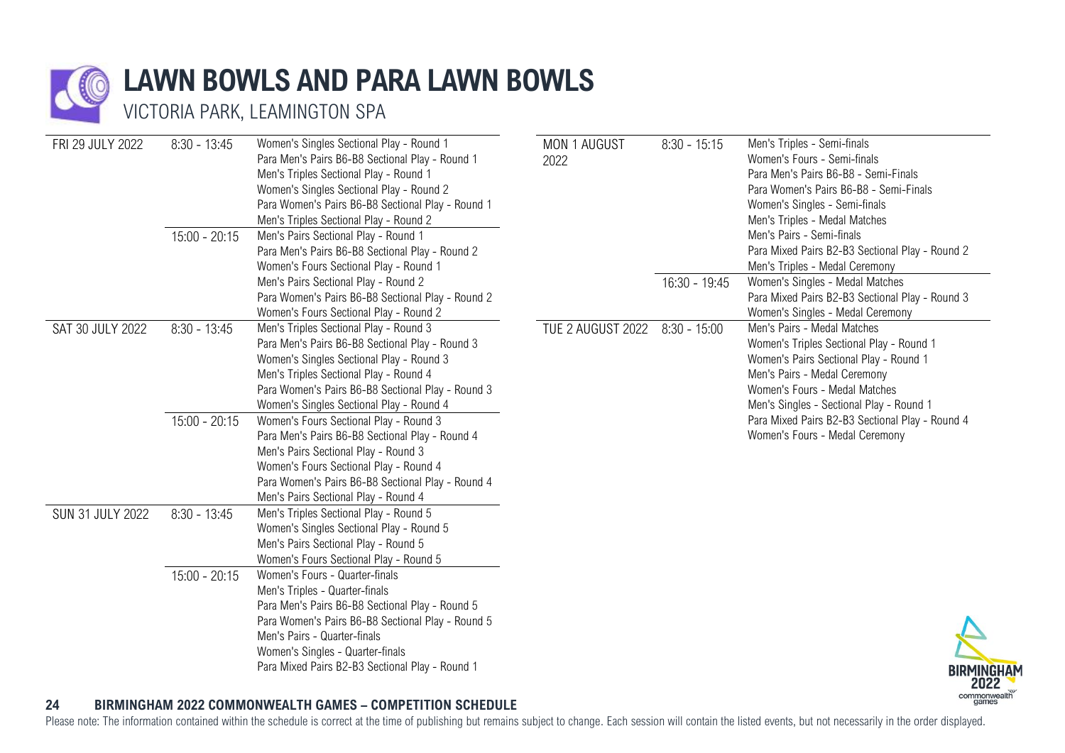# LAWN BOWLS AND PARA LAWN BOWLS

## VICTORIA PARK, LEAMINGTON SPA

| Date | Time | Events |
|---|---|---|
| FRI 29 JULY 2022 | 8:30 - 13:45 | Women's Singles Sectional Play - Round 1<br>Para Men's Pairs B6-B8 Sectional Play - Round 1<br>Men's Triples Sectional Play - Round 1<br>Women's Singles Sectional Play - Round 2<br>Para Women's Pairs B6-B8 Sectional Play - Round 1<br>Men's Triples Sectional Play - Round 2 |
| | 15:00 - 20:15 | Men's Pairs Sectional Play - Round 1<br>Para Men's Pairs B6-B8 Sectional Play - Round 2<br>Women's Fours Sectional Play - Round 1<br>Men's Pairs Sectional Play - Round 2<br>Para Women's Pairs B6-B8 Sectional Play - Round 2<br>Women's Fours Sectional Play - Round 2 |
| SAT 30 JULY 2022 | 8:30 - 13:45 | Men's Triples Sectional Play - Round 3<br>Para Men's Pairs B6-B8 Sectional Play - Round 3<br>Women's Singles Sectional Play - Round 3<br>Men's Triples Sectional Play - Round 4<br>Para Women's Pairs B6-B8 Sectional Play - Round 3<br>Women's Singles Sectional Play - Round 4 |
| | 15:00 - 20:15 | Women's Fours Sectional Play - Round 3<br>Para Men's Pairs B6-B8 Sectional Play - Round 4<br>Men's Pairs Sectional Play - Round 3<br>Women's Fours Sectional Play - Round 4<br>Para Women's Pairs B6-B8 Sectional Play - Round 4<br>Men's Pairs Sectional Play - Round 4 |
| SUN 31 JULY 2022 | 8:30 - 13:45 | Men's Triples Sectional Play - Round 5<br>Women's Singles Sectional Play - Round 5<br>Men's Pairs Sectional Play - Round 5<br>Women's Fours Sectional Play - Round 5 |
| | 15:00 - 20:15 | Women's Fours - Quarter-finals<br>Men's Triples - Quarter-finals<br>Para Men's Pairs B6-B8 Sectional Play - Round 5<br>Para Women's Pairs B6-B8 Sectional Play - Round 5<br>Men's Pairs - Quarter-finals<br>Women's Singles - Quarter-finals<br>Para Mixed Pairs B2-B3 Sectional Play - Round 1 |
| MON 1 AUGUST 2022 | 8:30 - 15:15 | Men's Triples - Semi-finals<br>Women's Fours - Semi-finals<br>Para Men's Pairs B6-B8 - Semi-Finals<br>Para Women's Pairs B6-B8 - Semi-Finals<br>Women's Singles - Semi-finals<br>Men's Triples - Medal Matches<br>Men's Pairs - Semi-finals<br>Para Mixed Pairs B2-B3 Sectional Play - Round 2<br>Men's Triples - Medal Ceremony |
| | 16:30 - 19:45 | Women's Singles - Medal Matches<br>Para Mixed Pairs B2-B3 Sectional Play - Round 3<br>Women's Singles - Medal Ceremony |
| TUE 2 AUGUST 2022 | 8:30 - 15:00 | Men's Pairs - Medal Matches<br>Women's Triples Sectional Play - Round 1<br>Women's Pairs Sectional Play - Round 1<br>Men's Pairs - Medal Ceremony<br>Women's Fours - Medal Matches<br>Men's Singles - Sectional Play - Round 1<br>Para Mixed Pairs B2-B3 Sectional Play - Round 4<br>Women's Fours - Medal Ceremony |

Please note: The information contained within the schedule is correct at the time of publishing but remains subject to change. Each session will contain the listed events, but not necessarily in the order displayed.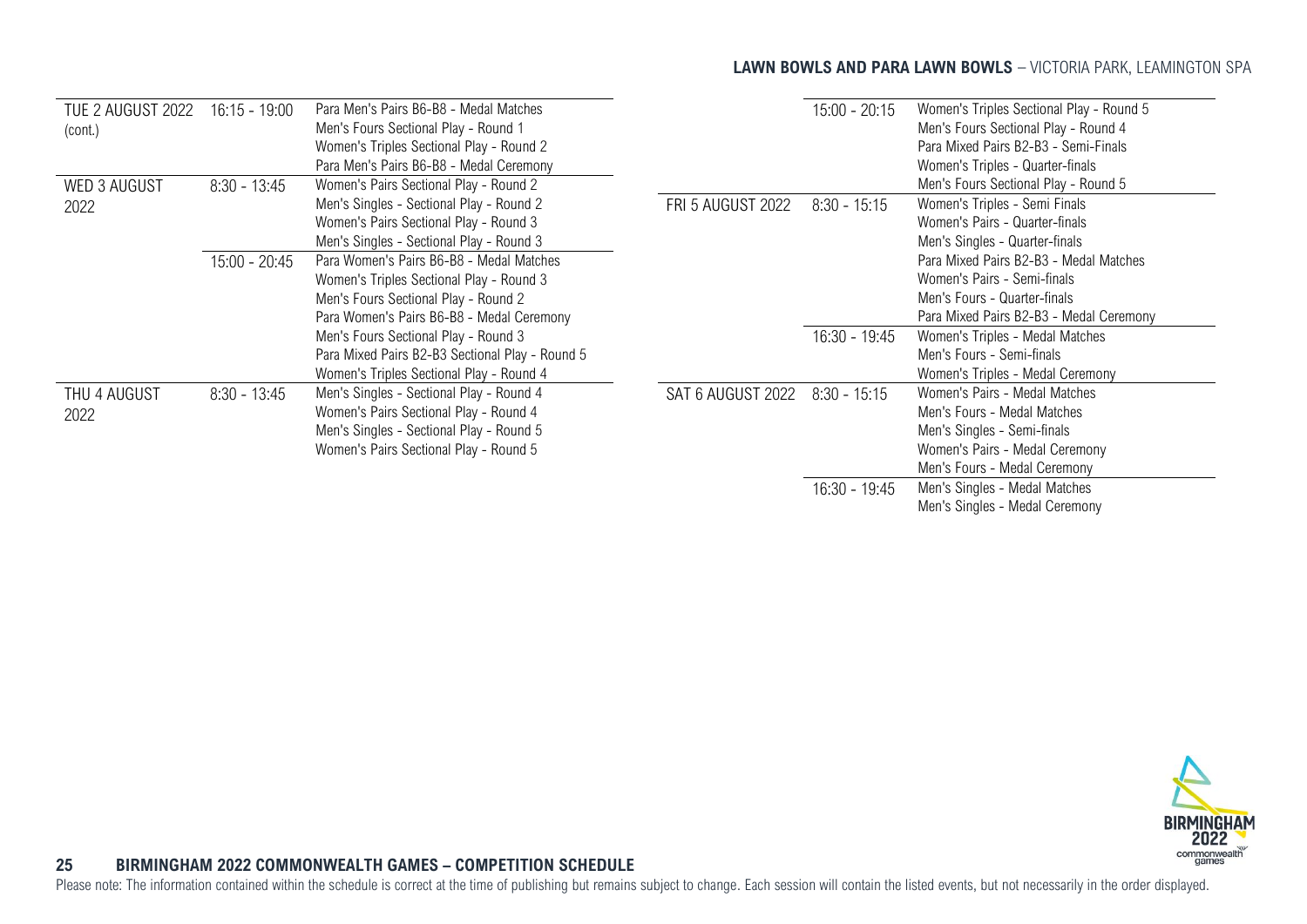## LAWN BOWLS AND PARA LAWN BOWLS – VICTORIA PARK, LEAMINGTON SPA

| Date | Time | Events |
|---|---|---|
| TUE 2 AUGUST 2022 (cont.) | 16:15 - 19:00 | Para Men's Pairs B6-B8 - Medal Matches<br>Men's Fours Sectional Play - Round 1<br>Women's Triples Sectional Play - Round 2<br>Para Men's Pairs B6-B8 - Medal Ceremony |
| WED 3 AUGUST 2022 | 8:30 - 13:45 | Women's Pairs Sectional Play - Round 2<br>Men's Singles - Sectional Play - Round 2<br>Women's Pairs Sectional Play - Round 3<br>Men's Singles - Sectional Play - Round 3 |
| | 15:00 - 20:45 | Para Women's Pairs B6-B8 - Medal Matches<br>Women's Triples Sectional Play - Round 3<br>Men's Fours Sectional Play - Round 2<br>Para Women's Pairs B6-B8 - Medal Ceremony<br>Men's Fours Sectional Play - Round 3<br>Para Mixed Pairs B2-B3 Sectional Play - Round 5<br>Women's Triples Sectional Play - Round 4 |
| THU 4 AUGUST 2022 | 8:30 - 13:45 | Men's Singles - Sectional Play - Round 4<br>Women's Pairs Sectional Play - Round 4<br>Men's Singles - Sectional Play - Round 5<br>Women's Pairs Sectional Play - Round 5 |
| | 15:00 - 20:15 | Women's Triples Sectional Play - Round 5<br>Men's Fours Sectional Play - Round 4<br>Para Mixed Pairs B2-B3 - Semi-Finals<br>Women's Triples - Quarter-finals<br>Men's Fours Sectional Play - Round 5 |
| FRI 5 AUGUST 2022 | 8:30 - 15:15 | Women's Triples - Semi Finals<br>Women's Pairs - Quarter-finals<br>Men's Singles - Quarter-finals<br>Para Mixed Pairs B2-B3 - Medal Matches<br>Women's Pairs - Semi-finals<br>Men's Fours - Quarter-finals<br>Para Mixed Pairs B2-B3 - Medal Ceremony |
| | 16:30 - 19:45 | Women's Triples - Medal Matches<br>Men's Fours - Semi-finals<br>Women's Triples - Medal Ceremony |
| SAT 6 AUGUST 2022 | 8:30 - 15:15 | Women's Pairs - Medal Matches<br>Men's Fours - Medal Matches<br>Men's Singles - Semi-finals<br>Women's Pairs - Medal Ceremony<br>Men's Fours - Medal Ceremony |
| | 16:30 - 19:45 | Men's Singles - Medal Matches<br>Men's Singles - Medal Ceremony |

Please note: The information contained within the schedule is correct at the time of publishing but remains subject to change. Each session will contain the listed events, but not necessarily in the order displayed.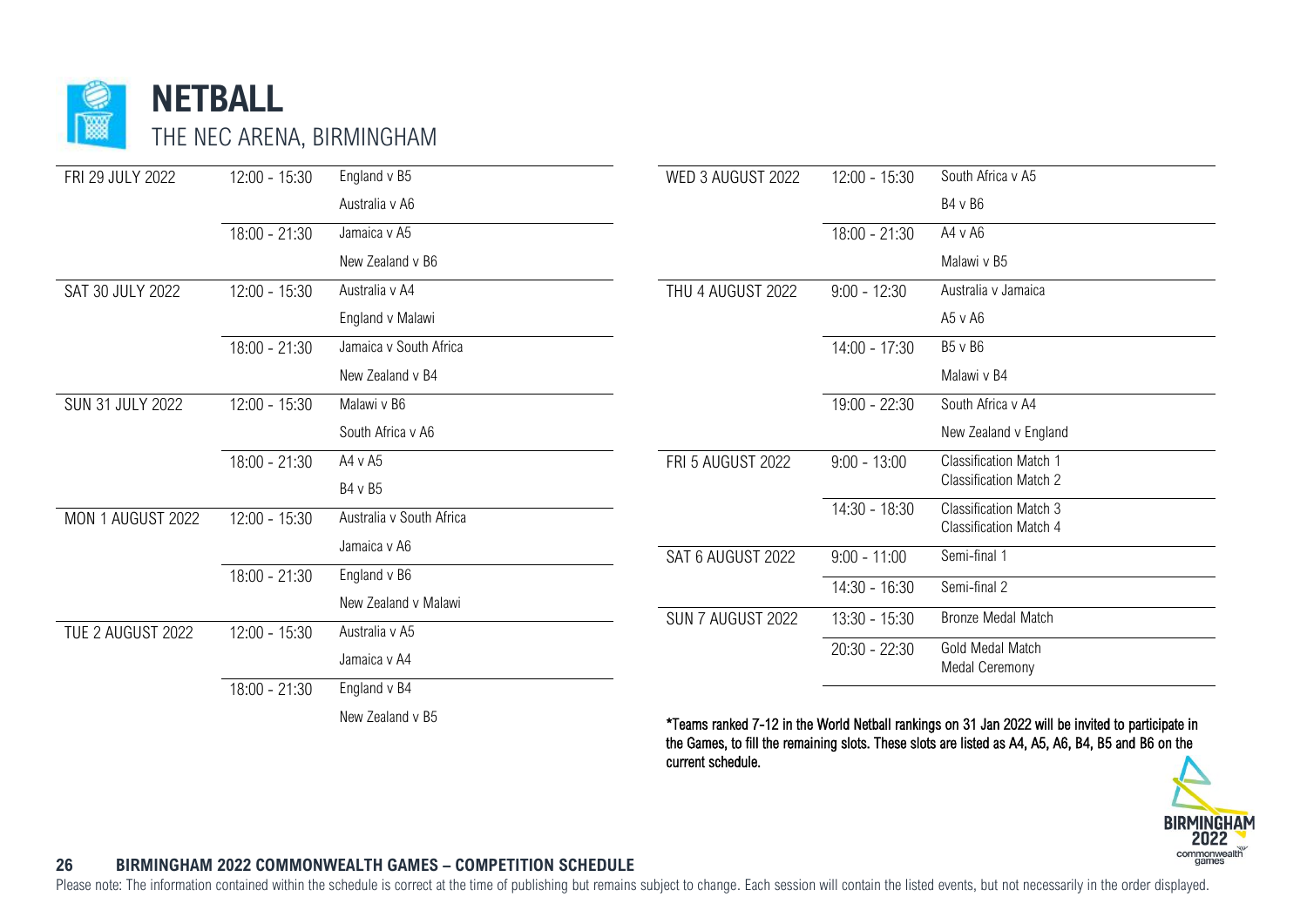# NETBALL

## THE NEC ARENA, BIRMINGHAM

| Date | Time | Event |
|---|---|---|
| FRI 29 JULY 2022 | 12:00 - 15:30 | England v B5 |
| | | Australia v A6 |
| | 18:00 - 21:30 | Jamaica v A5 |
| | | New Zealand v B6 |
| SAT 30 JULY 2022 | 12:00 - 15:30 | Australia v A4 |
| | | England v Malawi |
| | 18:00 - 21:30 | Jamaica v South Africa |
| | | New Zealand v B4 |
| SUN 31 JULY 2022 | 12:00 - 15:30 | Malawi v B6 |
| | | South Africa v A6 |
| | 18:00 - 21:30 | A4 v A5 |
| | | B4 v B5 |
| MON 1 AUGUST 2022 | 12:00 - 15:30 | Australia v South Africa |
| | | Jamaica v A6 |
| | 18:00 - 21:30 | England v B6 |
| | | New Zealand v Malawi |
| TUE 2 AUGUST 2022 | 12:00 - 15:30 | Australia v A5 |
| | | Jamaica v A4 |
| | 18:00 - 21:30 | England v B4 |
| | | New Zealand v B5 |
| WED 3 AUGUST 2022 | 12:00 - 15:30 | South Africa v A5 |
| | | B4 v B6 |
| | 18:00 - 21:30 | A4 v A6 |
| | | Malawi v B5 |
| THU 4 AUGUST 2022 | 9:00 - 12:30 | Australia v Jamaica |
| | | A5 v A6 |
| | 14:00 - 17:30 | B5 v B6 |
| | | Malawi v B4 |
| | 19:00 - 22:30 | South Africa v A4 |
| | | New Zealand v England |
| FRI 5 AUGUST 2022 | 9:00 - 13:00 | Classification Match 1<br>Classification Match 2 |
| | 14:30 - 18:30 | Classification Match 3<br>Classification Match 4 |
| SAT 6 AUGUST 2022 | 9:00 - 11:00 | Semi-final 1 |
| | 14:30 - 16:30 | Semi-final 2 |
| SUN 7 AUGUST 2022 | 13:30 - 15:30 | Bronze Medal Match |
| | 20:30 - 22:30 | Gold Medal Match<br>Medal Ceremony |

**\*Teams ranked 7-12 in the World Netball rankings on 31 Jan 2022 will be invited to participate in the Games, to fill the remaining slots. These slots are listed as A4, A5, A6, B4, B5 and B6 on the current schedule.**

Please note: The information contained within the schedule is correct at the time of publishing but remains subject to change. Each session will contain the listed events, but not necessarily in the order displayed.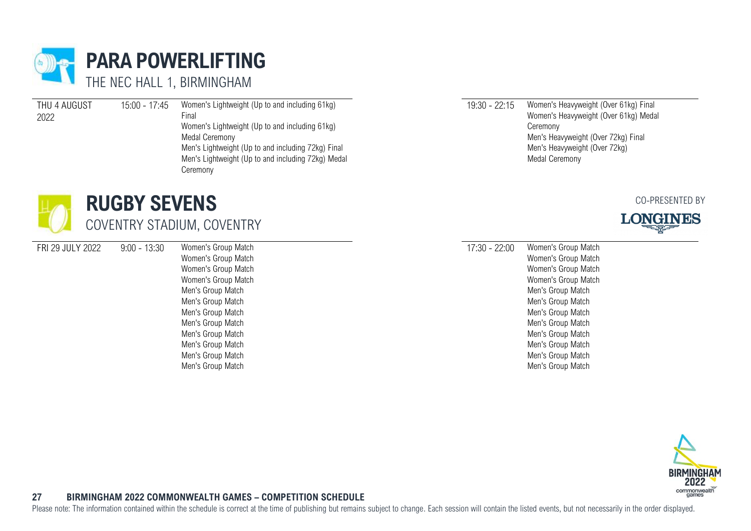# PARA POWERLIFTING

## THE NEC HALL 1, BIRMINGHAM

| Date | Time | Events |
| --- | --- | --- |
| THU 4 AUGUST 2022 | 15:00 - 17:45 | Women's Lightweight (Up to and including 61kg) Final<br>Women's Lightweight (Up to and including 61kg) Medal Ceremony<br>Men's Lightweight (Up to and including 72kg) Final<br>Men's Lightweight (Up to and including 72kg) Medal Ceremony |
| | 19:30 - 22:15 | Women's Heavyweight (Over 61kg) Final<br>Women's Heavyweight (Over 61kg) Medal Ceremony<br>Men's Heavyweight (Over 72kg) Final<br>Men's Heavyweight (Over 72kg) Medal Ceremony |

# RUGBY SEVENS

## COVENTRY STADIUM, COVENTRY

CO-PRESENTED BY LONGINES

| Date | Time | Events |
| --- | --- | --- |
| FRI 29 JULY 2022 | 9:00 - 13:30 | Women's Group Match<br>Women's Group Match<br>Women's Group Match<br>Women's Group Match<br>Men's Group Match<br>Men's Group Match<br>Men's Group Match<br>Men's Group Match<br>Men's Group Match<br>Men's Group Match<br>Men's Group Match<br>Men's Group Match |
| | 17:30 - 22:00 | Women's Group Match<br>Women's Group Match<br>Women's Group Match<br>Women's Group Match<br>Men's Group Match<br>Men's Group Match<br>Men's Group Match<br>Men's Group Match<br>Men's Group Match<br>Men's Group Match<br>Men's Group Match<br>Men's Group Match |

Please note: The information contained within the schedule is correct at the time of publishing but remains subject to change. Each session will contain the listed events, but not necessarily in the order displayed.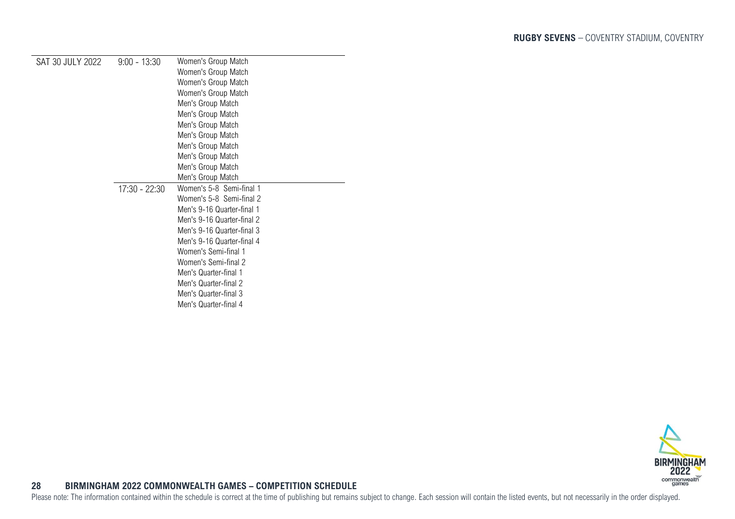**RUGBY SEVENS** – COVENTRY STADIUM, COVENTRY

| | | |
|---|---|---|
| SAT 30 JULY 2022 | 9:00 - 13:30 | Women's Group Match |
| | | Women's Group Match |
| | | Women's Group Match |
| | | Women's Group Match |
| | | Men's Group Match |
| | | Men's Group Match |
| | | Men's Group Match |
| | | Men's Group Match |
| | | Men's Group Match |
| | | Men's Group Match |
| | | Men's Group Match |
| | | Men's Group Match |
| | 17:30 - 22:30 | Women's 5-8 Semi-final 1 |
| | | Women's 5-8 Semi-final 2 |
| | | Men's 9-16 Quarter-final 1 |
| | | Men's 9-16 Quarter-final 2 |
| | | Men's 9-16 Quarter-final 3 |
| | | Men's 9-16 Quarter-final 4 |
| | | Women's Semi-final 1 |
| | | Women's Semi-final 2 |
| | | Men's Quarter-final 1 |
| | | Men's Quarter-final 2 |
| | | Men's Quarter-final 3 |
| | | Men's Quarter-final 4 |

Please note: The information contained within the schedule is correct at the time of publishing but remains subject to change. Each session will contain the listed events, but not necessarily in the order displayed.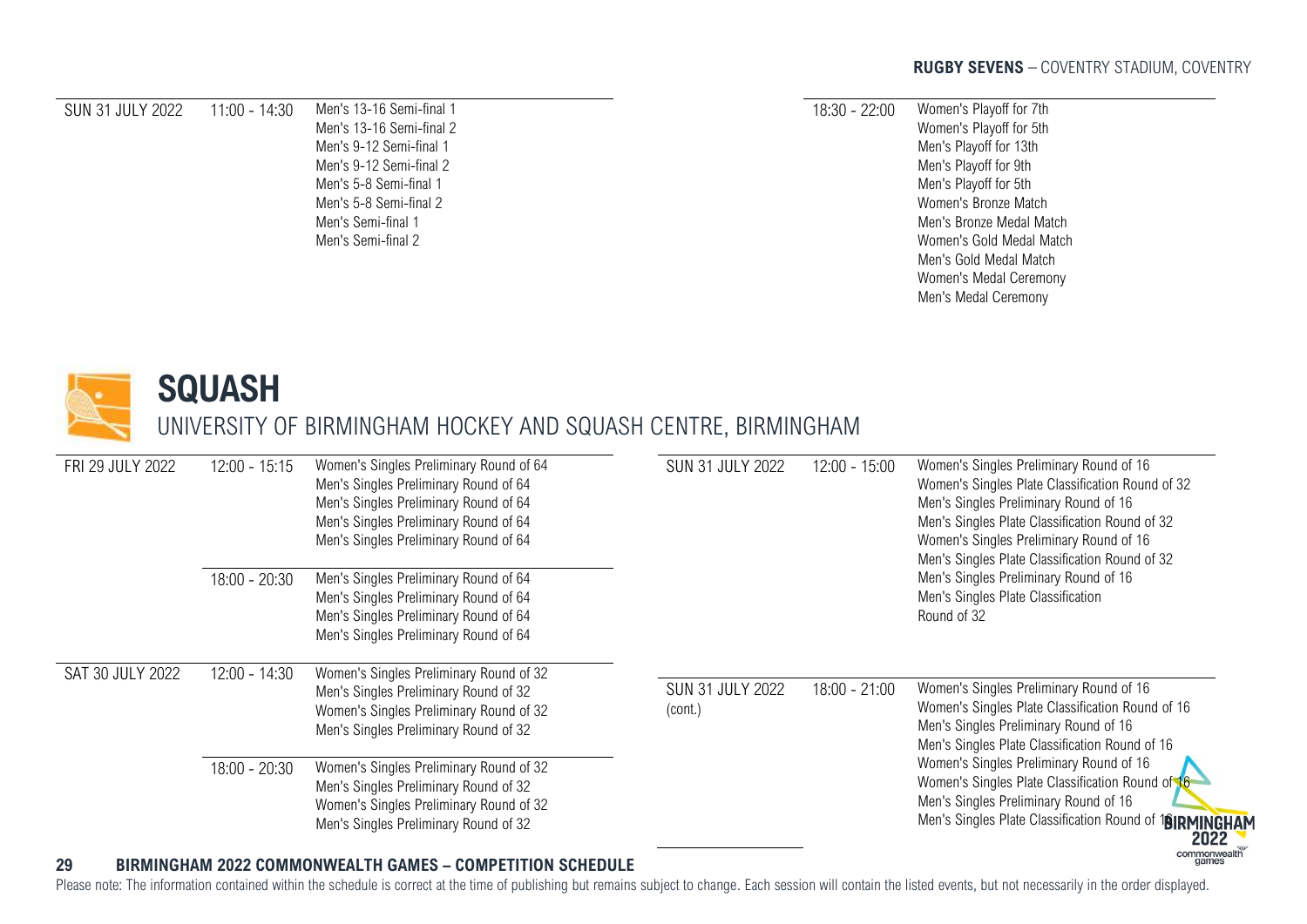## RUGBY SEVENS – COVENTRY STADIUM, COVENTRY

| Date | Time | Events |
|---|---|---|
| SUN 31 JULY 2022 | 11:00 - 14:30 | Men's 13-16 Semi-final 1<br>Men's 13-16 Semi-final 2<br>Men's 9-12 Semi-final 1<br>Men's 9-12 Semi-final 2<br>Men's 5-8 Semi-final 1<br>Men's 5-8 Semi-final 2<br>Men's Semi-final 1<br>Men's Semi-final 2 |
| | 18:30 - 22:00 | Women's Playoff for 7th<br>Women's Playoff for 5th<br>Men's Playoff for 13th<br>Men's Playoff for 9th<br>Men's Playoff for 5th<br>Women's Bronze Match<br>Men's Bronze Medal Match<br>Women's Gold Medal Match<br>Men's Gold Medal Match<br>Women's Medal Ceremony<br>Men's Medal Ceremony |

# SQUASH

## UNIVERSITY OF BIRMINGHAM HOCKEY AND SQUASH CENTRE, BIRMINGHAM

| Date | Time | Events |
|---|---|---|
| FRI 29 JULY 2022 | 12:00 - 15:15 | Women's Singles Preliminary Round of 64<br>Men's Singles Preliminary Round of 64<br>Men's Singles Preliminary Round of 64<br>Men's Singles Preliminary Round of 64<br>Men's Singles Preliminary Round of 64 |
| | 18:00 - 20:30 | Men's Singles Preliminary Round of 64<br>Men's Singles Preliminary Round of 64<br>Men's Singles Preliminary Round of 64<br>Men's Singles Preliminary Round of 64 |
| SAT 30 JULY 2022 | 12:00 - 14:30 | Women's Singles Preliminary Round of 32<br>Men's Singles Preliminary Round of 32<br>Women's Singles Preliminary Round of 32<br>Men's Singles Preliminary Round of 32 |
| | 18:00 - 20:30 | Women's Singles Preliminary Round of 32<br>Men's Singles Preliminary Round of 32<br>Women's Singles Preliminary Round of 32<br>Men's Singles Preliminary Round of 32 |
| SUN 31 JULY 2022 | 12:00 - 15:00 | Women's Singles Preliminary Round of 16<br>Women's Singles Plate Classification Round of 32<br>Men's Singles Preliminary Round of 16<br>Men's Singles Plate Classification Round of 32<br>Women's Singles Preliminary Round of 16<br>Men's Singles Plate Classification Round of 32<br>Men's Singles Preliminary Round of 16<br>Men's Singles Plate Classification Round of 32 |
| SUN 31 JULY 2022 (cont.) | 18:00 - 21:00 | Women's Singles Preliminary Round of 16<br>Women's Singles Plate Classification Round of 16<br>Men's Singles Preliminary Round of 16<br>Men's Singles Plate Classification Round of 16<br>Women's Singles Preliminary Round of 16<br>Women's Singles Plate Classification Round of 16<br>Men's Singles Preliminary Round of 16<br>Men's Singles Plate Classification Round of 16 |

Please note: The information contained within the schedule is correct at the time of publishing but remains subject to change. Each session will contain the listed events, but not necessarily in the order displayed.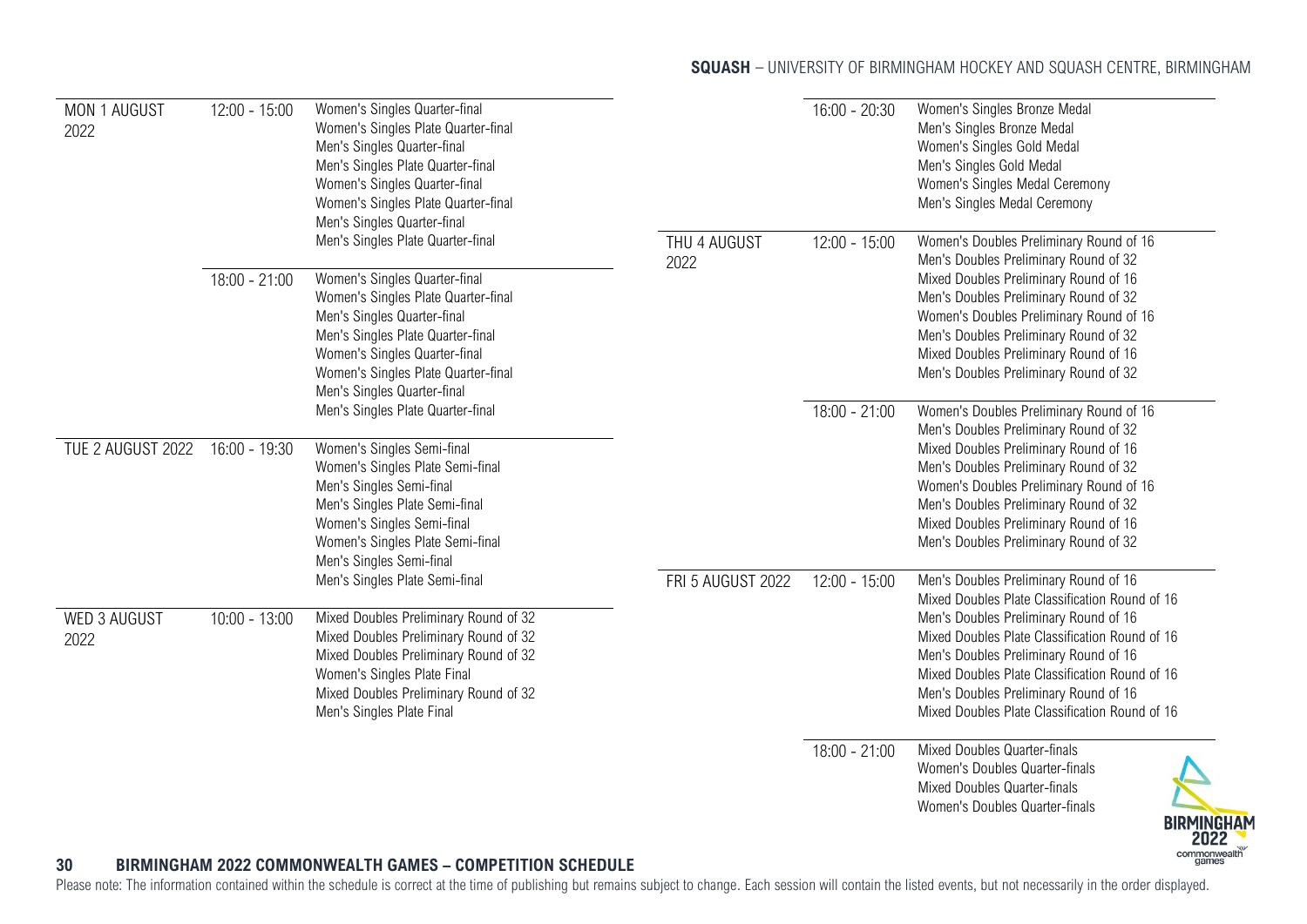## SQUASH – UNIVERSITY OF BIRMINGHAM HOCKEY AND SQUASH CENTRE, BIRMINGHAM

| Date | Time | Events |
|---|---|---|
| MON 1 AUGUST 2022 | 12:00 - 15:00 | Women's Singles Quarter-final<br>Women's Singles Plate Quarter-final<br>Men's Singles Quarter-final<br>Men's Singles Plate Quarter-final<br>Women's Singles Quarter-final<br>Women's Singles Plate Quarter-final<br>Men's Singles Quarter-final<br>Men's Singles Plate Quarter-final |
| | 18:00 - 21:00 | Women's Singles Quarter-final<br>Women's Singles Plate Quarter-final<br>Men's Singles Quarter-final<br>Men's Singles Plate Quarter-final<br>Women's Singles Quarter-final<br>Women's Singles Plate Quarter-final<br>Men's Singles Quarter-final<br>Men's Singles Plate Quarter-final |
| TUE 2 AUGUST 2022 | 16:00 - 19:30 | Women's Singles Semi-final<br>Women's Singles Plate Semi-final<br>Men's Singles Semi-final<br>Men's Singles Plate Semi-final<br>Women's Singles Semi-final<br>Women's Singles Plate Semi-final<br>Men's Singles Semi-final<br>Men's Singles Plate Semi-final |
| WED 3 AUGUST 2022 | 10:00 - 13:00 | Mixed Doubles Preliminary Round of 32<br>Mixed Doubles Preliminary Round of 32<br>Mixed Doubles Preliminary Round of 32<br>Women's Singles Plate Final<br>Mixed Doubles Preliminary Round of 32<br>Men's Singles Plate Final |
| | 16:00 - 20:30 | Women's Singles Bronze Medal<br>Men's Singles Bronze Medal<br>Women's Singles Gold Medal<br>Men's Singles Gold Medal<br>Women's Singles Medal Ceremony<br>Men's Singles Medal Ceremony |
| THU 4 AUGUST 2022 | 12:00 - 15:00 | Women's Doubles Preliminary Round of 16<br>Men's Doubles Preliminary Round of 32<br>Mixed Doubles Preliminary Round of 16<br>Men's Doubles Preliminary Round of 32<br>Women's Doubles Preliminary Round of 16<br>Men's Doubles Preliminary Round of 32<br>Mixed Doubles Preliminary Round of 16<br>Men's Doubles Preliminary Round of 32 |
| | 18:00 - 21:00 | Women's Doubles Preliminary Round of 16<br>Men's Doubles Preliminary Round of 32<br>Mixed Doubles Preliminary Round of 16<br>Men's Doubles Preliminary Round of 32<br>Women's Doubles Preliminary Round of 16<br>Men's Doubles Preliminary Round of 32<br>Mixed Doubles Preliminary Round of 16<br>Men's Doubles Preliminary Round of 32 |
| FRI 5 AUGUST 2022 | 12:00 - 15:00 | Men's Doubles Preliminary Round of 16<br>Mixed Doubles Plate Classification Round of 16<br>Men's Doubles Preliminary Round of 16<br>Mixed Doubles Plate Classification Round of 16<br>Men's Doubles Preliminary Round of 16<br>Mixed Doubles Plate Classification Round of 16<br>Men's Doubles Preliminary Round of 16<br>Mixed Doubles Plate Classification Round of 16 |
| | 18:00 - 21:00 | Mixed Doubles Quarter-finals<br>Women's Doubles Quarter-finals<br>Mixed Doubles Quarter-finals<br>Women's Doubles Quarter-finals |

Please note: The information contained within the schedule is correct at the time of publishing but remains subject to change. Each session will contain the listed events, but not necessarily in the order displayed.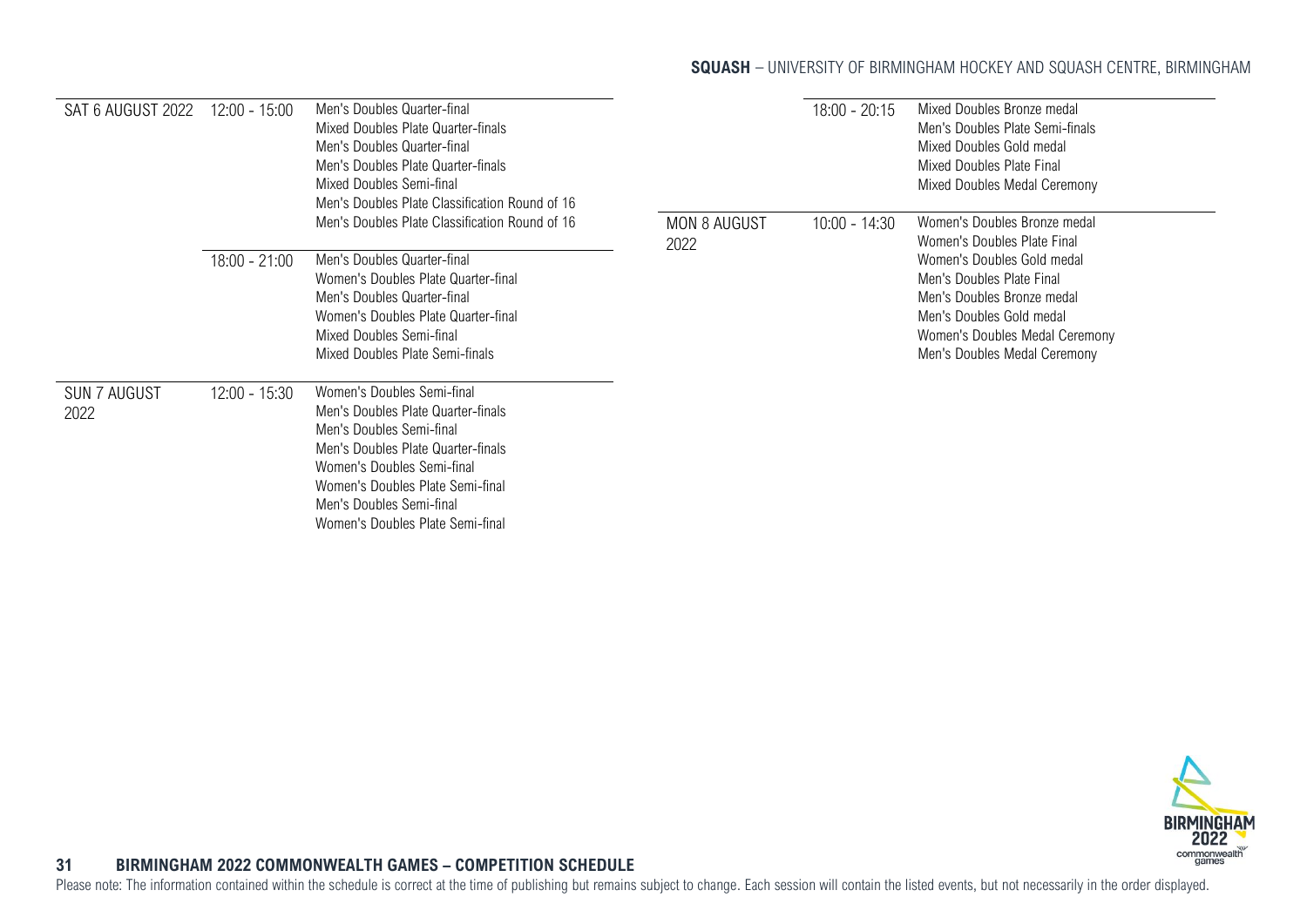**SQUASH** – UNIVERSITY OF BIRMINGHAM HOCKEY AND SQUASH CENTRE, BIRMINGHAM

| Date | Time | Events |
|---|---|---|
| SAT 6 AUGUST 2022 | 12:00 - 15:00 | Men's Doubles Quarter-final<br>Mixed Doubles Plate Quarter-finals<br>Men's Doubles Quarter-final<br>Men's Doubles Plate Quarter-finals<br>Mixed Doubles Semi-final<br>Men's Doubles Plate Classification Round of 16<br>Men's Doubles Plate Classification Round of 16 |
| | 18:00 - 21:00 | Men's Doubles Quarter-final<br>Women's Doubles Plate Quarter-final<br>Men's Doubles Quarter-final<br>Women's Doubles Plate Quarter-final<br>Mixed Doubles Semi-final<br>Mixed Doubles Plate Semi-finals |
| SUN 7 AUGUST 2022 | 12:00 - 15:30 | Women's Doubles Semi-final<br>Men's Doubles Plate Quarter-finals<br>Men's Doubles Semi-final<br>Men's Doubles Plate Quarter-finals<br>Women's Doubles Semi-final<br>Women's Doubles Plate Semi-final<br>Men's Doubles Semi-final<br>Women's Doubles Plate Semi-final |
| | 18:00 - 20:15 | Mixed Doubles Bronze medal<br>Men's Doubles Plate Semi-finals<br>Mixed Doubles Gold medal<br>Mixed Doubles Plate Final<br>Mixed Doubles Medal Ceremony |
| MON 8 AUGUST 2022 | 10:00 - 14:30 | Women's Doubles Bronze medal<br>Women's Doubles Plate Final<br>Women's Doubles Gold medal<br>Men's Doubles Plate Final<br>Men's Doubles Bronze medal<br>Men's Doubles Gold medal<br>Women's Doubles Medal Ceremony<br>Men's Doubles Medal Ceremony |

Please note: The information contained within the schedule is correct at the time of publishing but remains subject to change. Each session will contain the listed events, but not necessarily in the order displayed.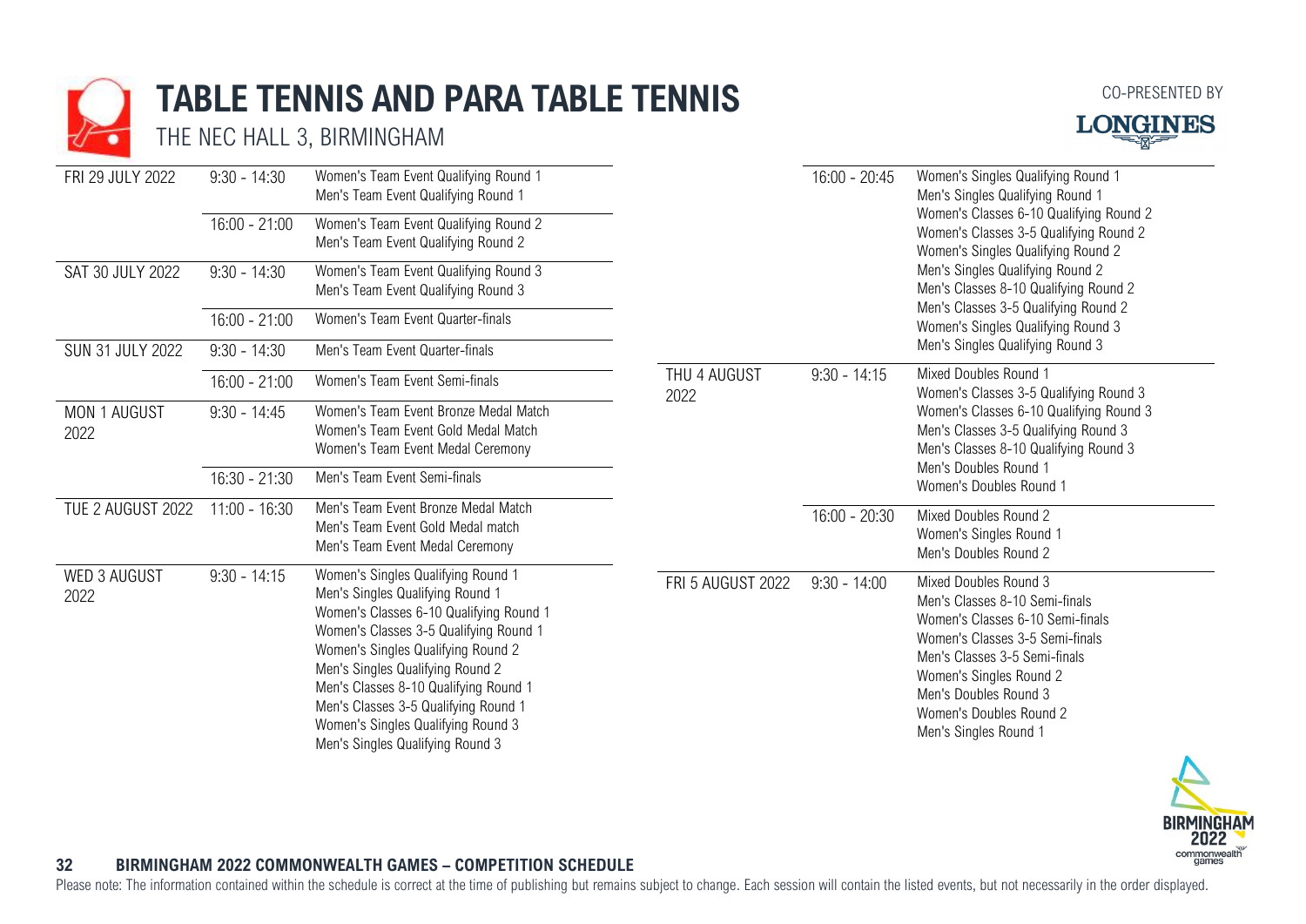# TABLE TENNIS AND PARA TABLE TENNIS

THE NEC HALL 3, BIRMINGHAM

CO-PRESENTED BY LONGINES

| Date | Time | Events |
| --- | --- | --- |
| FRI 29 JULY 2022 | 9:30 - 14:30 | Women's Team Event Qualifying Round 1<br>Men's Team Event Qualifying Round 1 |
| | 16:00 - 21:00 | Women's Team Event Qualifying Round 2<br>Men's Team Event Qualifying Round 2 |
| SAT 30 JULY 2022 | 9:30 - 14:30 | Women's Team Event Qualifying Round 3<br>Men's Team Event Qualifying Round 3 |
| | 16:00 - 21:00 | Women's Team Event Quarter-finals |
| SUN 31 JULY 2022 | 9:30 - 14:30 | Men's Team Event Quarter-finals |
| | 16:00 - 21:00 | Women's Team Event Semi-finals |
| MON 1 AUGUST 2022 | 9:30 - 14:45 | Women's Team Event Bronze Medal Match<br>Women's Team Event Gold Medal Match<br>Women's Team Event Medal Ceremony |
| | 16:30 - 21:30 | Men's Team Event Semi-finals |
| TUE 2 AUGUST 2022 | 11:00 - 16:30 | Men's Team Event Bronze Medal Match<br>Men's Team Event Gold Medal match<br>Men's Team Event Medal Ceremony |
| WED 3 AUGUST 2022 | 9:30 - 14:15 | Women's Singles Qualifying Round 1<br>Men's Singles Qualifying Round 1<br>Women's Classes 6-10 Qualifying Round 1<br>Women's Classes 3-5 Qualifying Round 1<br>Women's Singles Qualifying Round 2<br>Men's Singles Qualifying Round 2<br>Men's Classes 8-10 Qualifying Round 1<br>Men's Classes 3-5 Qualifying Round 1<br>Women's Singles Qualifying Round 3<br>Men's Singles Qualifying Round 3 |
| | 16:00 - 20:45 | Women's Singles Qualifying Round 1<br>Men's Singles Qualifying Round 1<br>Women's Classes 6-10 Qualifying Round 2<br>Women's Classes 3-5 Qualifying Round 2<br>Women's Singles Qualifying Round 2<br>Men's Singles Qualifying Round 2<br>Men's Classes 8-10 Qualifying Round 2<br>Men's Classes 3-5 Qualifying Round 2<br>Women's Singles Qualifying Round 3<br>Men's Singles Qualifying Round 3 |
| THU 4 AUGUST 2022 | 9:30 - 14:15 | Mixed Doubles Round 1<br>Women's Classes 3-5 Qualifying Round 3<br>Women's Classes 6-10 Qualifying Round 3<br>Men's Classes 3-5 Qualifying Round 3<br>Men's Classes 8-10 Qualifying Round 3<br>Men's Doubles Round 1<br>Women's Doubles Round 1 |
| | 16:00 - 20:30 | Mixed Doubles Round 2<br>Women's Singles Round 1<br>Men's Doubles Round 2 |
| FRI 5 AUGUST 2022 | 9:30 - 14:00 | Mixed Doubles Round 3<br>Men's Classes 8-10 Semi-finals<br>Women's Classes 6-10 Semi-finals<br>Women's Classes 3-5 Semi-finals<br>Men's Classes 3-5 Semi-finals<br>Women's Singles Round 2<br>Men's Doubles Round 3<br>Women's Doubles Round 2<br>Men's Singles Round 1 |

Please note: The information contained within the schedule is correct at the time of publishing but remains subject to change. Each session will contain the listed events, but not necessarily in the order displayed.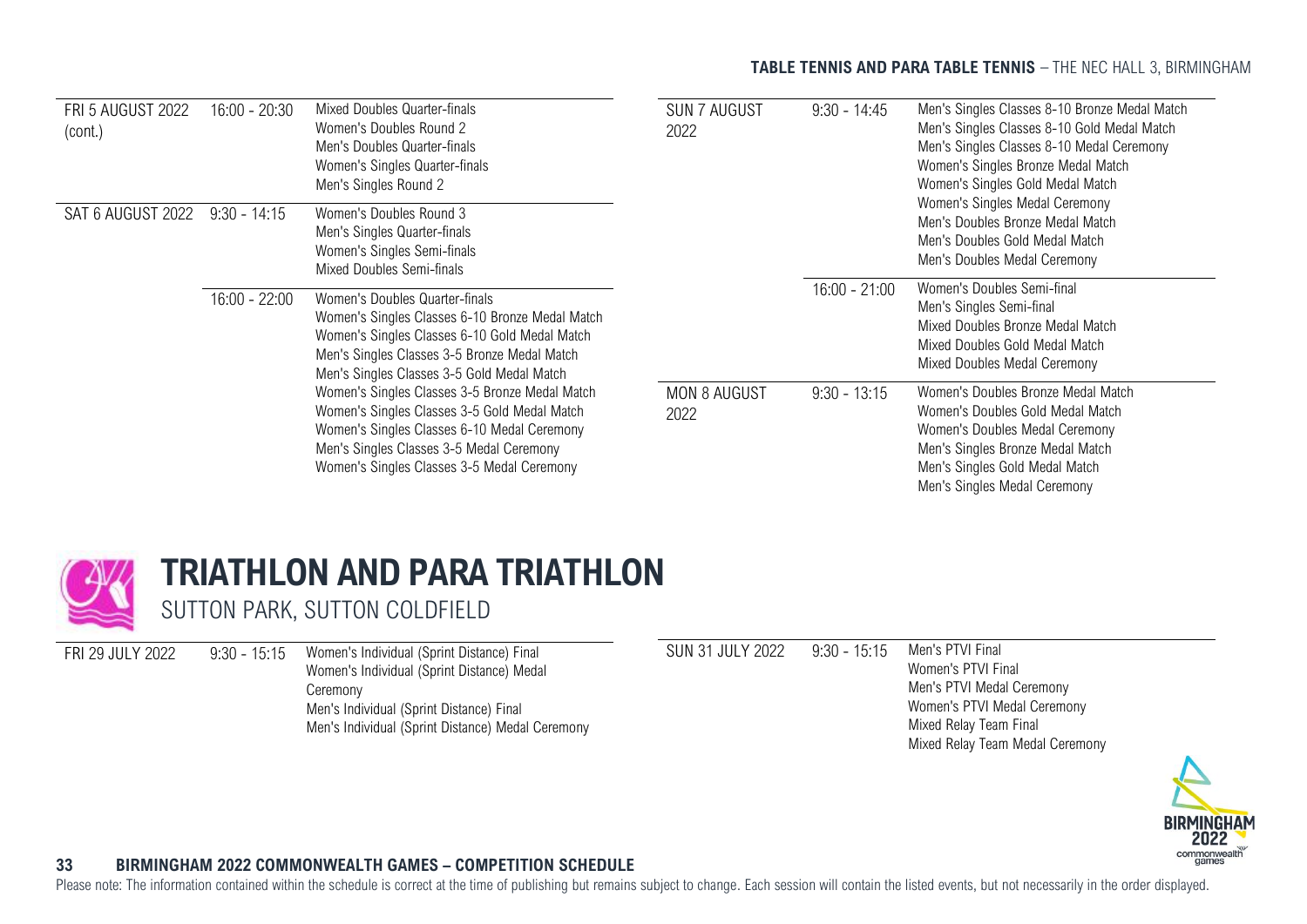**TABLE TENNIS AND PARA TABLE TENNIS** – THE NEC HALL 3, BIRMINGHAM

| Date | Time | Events |
|---|---|---|
| FRI 5 AUGUST 2022 (cont.) | 16:00 - 20:30 | Mixed Doubles Quarter-finals<br>Women's Doubles Round 2<br>Men's Doubles Quarter-finals<br>Women's Singles Quarter-finals<br>Men's Singles Round 2 |
| SAT 6 AUGUST 2022 | 9:30 - 14:15 | Women's Doubles Round 3<br>Men's Singles Quarter-finals<br>Women's Singles Semi-finals<br>Mixed Doubles Semi-finals |
| | 16:00 - 22:00 | Women's Doubles Quarter-finals<br>Women's Singles Classes 6-10 Bronze Medal Match<br>Women's Singles Classes 6-10 Gold Medal Match<br>Men's Singles Classes 3-5 Bronze Medal Match<br>Men's Singles Classes 3-5 Gold Medal Match<br>Women's Singles Classes 3-5 Bronze Medal Match<br>Women's Singles Classes 3-5 Gold Medal Match<br>Women's Singles Classes 6-10 Medal Ceremony<br>Men's Singles Classes 3-5 Medal Ceremony<br>Women's Singles Classes 3-5 Medal Ceremony |
| SUN 7 AUGUST 2022 | 9:30 - 14:45 | Men's Singles Classes 8-10 Bronze Medal Match<br>Men's Singles Classes 8-10 Gold Medal Match<br>Men's Singles Classes 8-10 Medal Ceremony<br>Women's Singles Bronze Medal Match<br>Women's Singles Gold Medal Match<br>Women's Singles Medal Ceremony<br>Men's Doubles Bronze Medal Match<br>Men's Doubles Gold Medal Match<br>Men's Doubles Medal Ceremony |
| | 16:00 - 21:00 | Women's Doubles Semi-final<br>Men's Singles Semi-final<br>Mixed Doubles Bronze Medal Match<br>Mixed Doubles Gold Medal Match<br>Mixed Doubles Medal Ceremony |
| MON 8 AUGUST 2022 | 9:30 - 13:15 | Women's Doubles Bronze Medal Match<br>Women's Doubles Gold Medal Match<br>Women's Doubles Medal Ceremony<br>Men's Singles Bronze Medal Match<br>Men's Singles Gold Medal Match<br>Men's Singles Medal Ceremony |

# TRIATHLON AND PARA TRIATHLON

## SUTTON PARK, SUTTON COLDFIELD

| Date | Time | Events |
|---|---|---|
| FRI 29 JULY 2022 | 9:30 - 15:15 | Women's Individual (Sprint Distance) Final<br>Women's Individual (Sprint Distance) Medal Ceremony<br>Men's Individual (Sprint Distance) Final<br>Men's Individual (Sprint Distance) Medal Ceremony |
| SUN 31 JULY 2022 | 9:30 - 15:15 | Men's PTVI Final<br>Women's PTVI Final<br>Men's PTVI Medal Ceremony<br>Women's PTVI Medal Ceremony<br>Mixed Relay Team Final<br>Mixed Relay Team Medal Ceremony |

Please note: The information contained within the schedule is correct at the time of publishing but remains subject to change. Each session will contain the listed events, but not necessarily in the order displayed.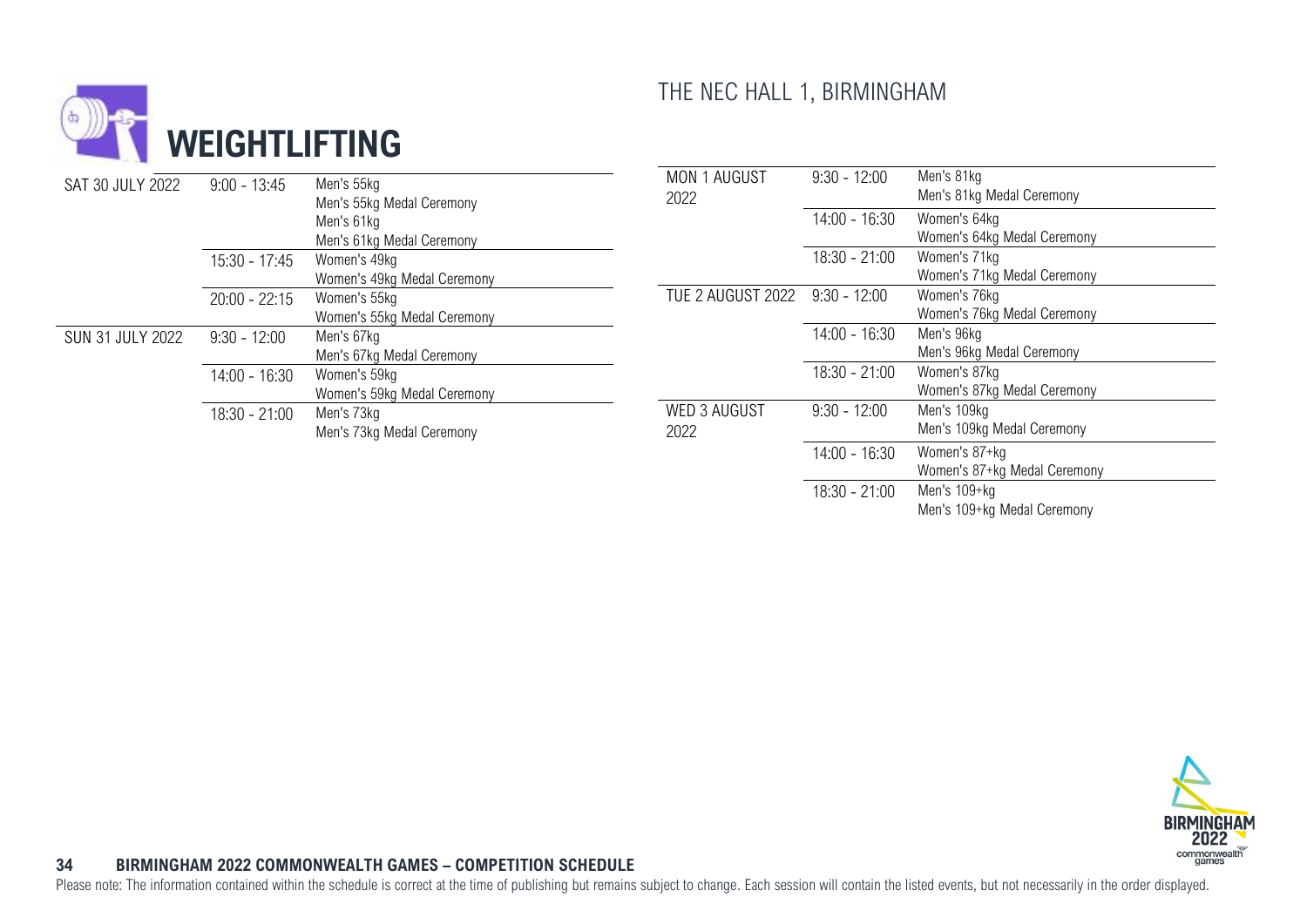# WEIGHTLIFTING

## THE NEC HALL 1, BIRMINGHAM

| Date | Time | Events |
|---|---|---|
| SAT 30 JULY 2022 | 9:00 - 13:45 | Men's 55kg<br>Men's 55kg Medal Ceremony<br>Men's 61kg<br>Men's 61kg Medal Ceremony |
| | 15:30 - 17:45 | Women's 49kg<br>Women's 49kg Medal Ceremony |
| | 20:00 - 22:15 | Women's 55kg<br>Women's 55kg Medal Ceremony |
| SUN 31 JULY 2022 | 9:30 - 12:00 | Men's 67kg<br>Men's 67kg Medal Ceremony |
| | 14:00 - 16:30 | Women's 59kg<br>Women's 59kg Medal Ceremony |
| | 18:30 - 21:00 | Men's 73kg<br>Men's 73kg Medal Ceremony |
| MON 1 AUGUST 2022 | 9:30 - 12:00 | Men's 81kg<br>Men's 81kg Medal Ceremony |
| | 14:00 - 16:30 | Women's 64kg<br>Women's 64kg Medal Ceremony |
| | 18:30 - 21:00 | Women's 71kg<br>Women's 71kg Medal Ceremony |
| TUE 2 AUGUST 2022 | 9:30 - 12:00 | Women's 76kg<br>Women's 76kg Medal Ceremony |
| | 14:00 - 16:30 | Men's 96kg<br>Men's 96kg Medal Ceremony |
| | 18:30 - 21:00 | Women's 87kg<br>Women's 87kg Medal Ceremony |
| WED 3 AUGUST 2022 | 9:30 - 12:00 | Men's 109kg<br>Men's 109kg Medal Ceremony |
| | 14:00 - 16:30 | Women's 87+kg<br>Women's 87+kg Medal Ceremony |
| | 18:30 - 21:00 | Men's 109+kg<br>Men's 109+kg Medal Ceremony |

Please note: The information contained within the schedule is correct at the time of publishing but remains subject to change. Each session will contain the listed events, but not necessarily in the order displayed.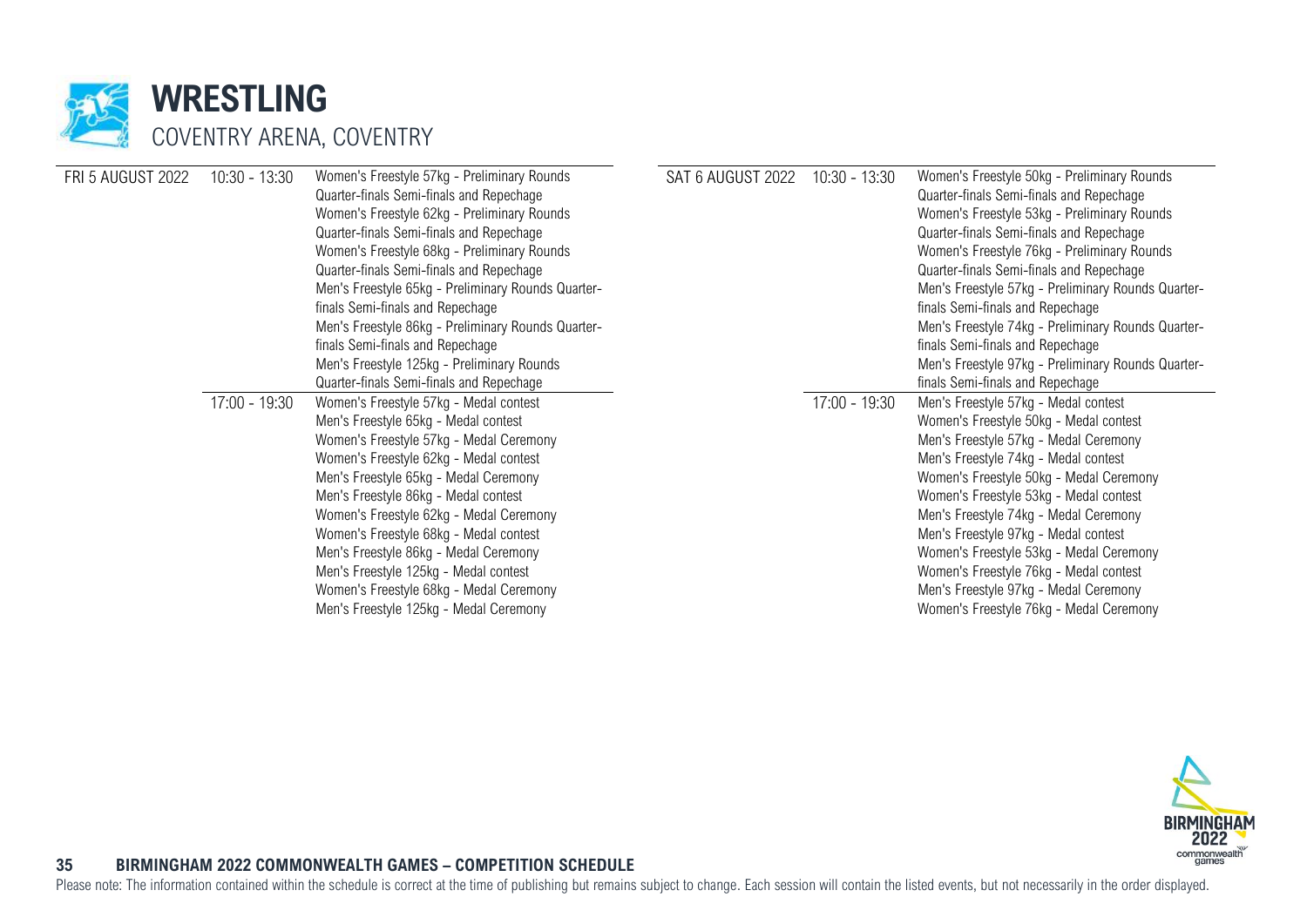# WRESTLING

COVENTRY ARENA, COVENTRY

| Date | Time | Events |
| --- | --- | --- |
| FRI 5 AUGUST 2022 | 10:30 - 13:30 | Women's Freestyle 57kg - Preliminary Rounds Quarter-finals Semi-finals and Repechage<br>Women's Freestyle 62kg - Preliminary Rounds Quarter-finals Semi-finals and Repechage<br>Women's Freestyle 68kg - Preliminary Rounds Quarter-finals Semi-finals and Repechage<br>Men's Freestyle 65kg - Preliminary Rounds Quarter-finals Semi-finals and Repechage<br>Men's Freestyle 86kg - Preliminary Rounds Quarter-finals Semi-finals and Repechage<br>Men's Freestyle 125kg - Preliminary Rounds Quarter-finals Semi-finals and Repechage |
| | 17:00 - 19:30 | Women's Freestyle 57kg - Medal contest<br>Men's Freestyle 65kg - Medal contest<br>Women's Freestyle 57kg - Medal Ceremony<br>Women's Freestyle 62kg - Medal contest<br>Men's Freestyle 65kg - Medal Ceremony<br>Men's Freestyle 86kg - Medal contest<br>Women's Freestyle 62kg - Medal Ceremony<br>Women's Freestyle 68kg - Medal contest<br>Men's Freestyle 86kg - Medal Ceremony<br>Men's Freestyle 125kg - Medal contest<br>Women's Freestyle 68kg - Medal Ceremony<br>Men's Freestyle 125kg - Medal Ceremony |
| SAT 6 AUGUST 2022 | 10:30 - 13:30 | Women's Freestyle 50kg - Preliminary Rounds Quarter-finals Semi-finals and Repechage<br>Women's Freestyle 53kg - Preliminary Rounds Quarter-finals Semi-finals and Repechage<br>Women's Freestyle 76kg - Preliminary Rounds Quarter-finals Semi-finals and Repechage<br>Men's Freestyle 57kg - Preliminary Rounds Quarter-finals Semi-finals and Repechage<br>Men's Freestyle 74kg - Preliminary Rounds Quarter-finals Semi-finals and Repechage<br>Men's Freestyle 97kg - Preliminary Rounds Quarter-finals Semi-finals and Repechage |
| | 17:00 - 19:30 | Men's Freestyle 57kg - Medal contest<br>Women's Freestyle 50kg - Medal contest<br>Men's Freestyle 57kg - Medal Ceremony<br>Men's Freestyle 74kg - Medal contest<br>Women's Freestyle 50kg - Medal Ceremony<br>Women's Freestyle 53kg - Medal contest<br>Men's Freestyle 74kg - Medal Ceremony<br>Men's Freestyle 97kg - Medal contest<br>Women's Freestyle 53kg - Medal Ceremony<br>Women's Freestyle 76kg - Medal contest<br>Men's Freestyle 97kg - Medal Ceremony<br>Women's Freestyle 76kg - Medal Ceremony |

Please note: The information contained within the schedule is correct at the time of publishing but remains subject to change. Each session will contain the listed events, but not necessarily in the order displayed.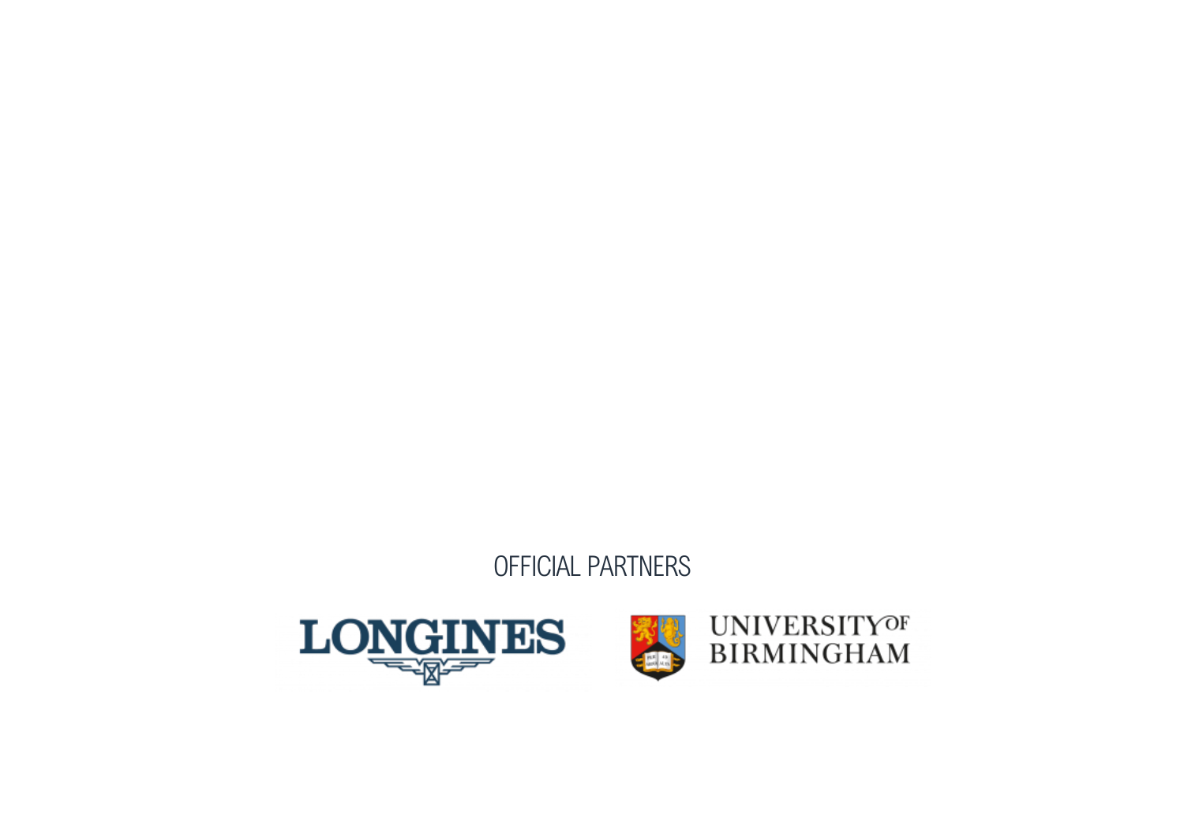OFFICIAL PARTNERS

LONGINES

UNIVERSITY OF BIRMINGHAM